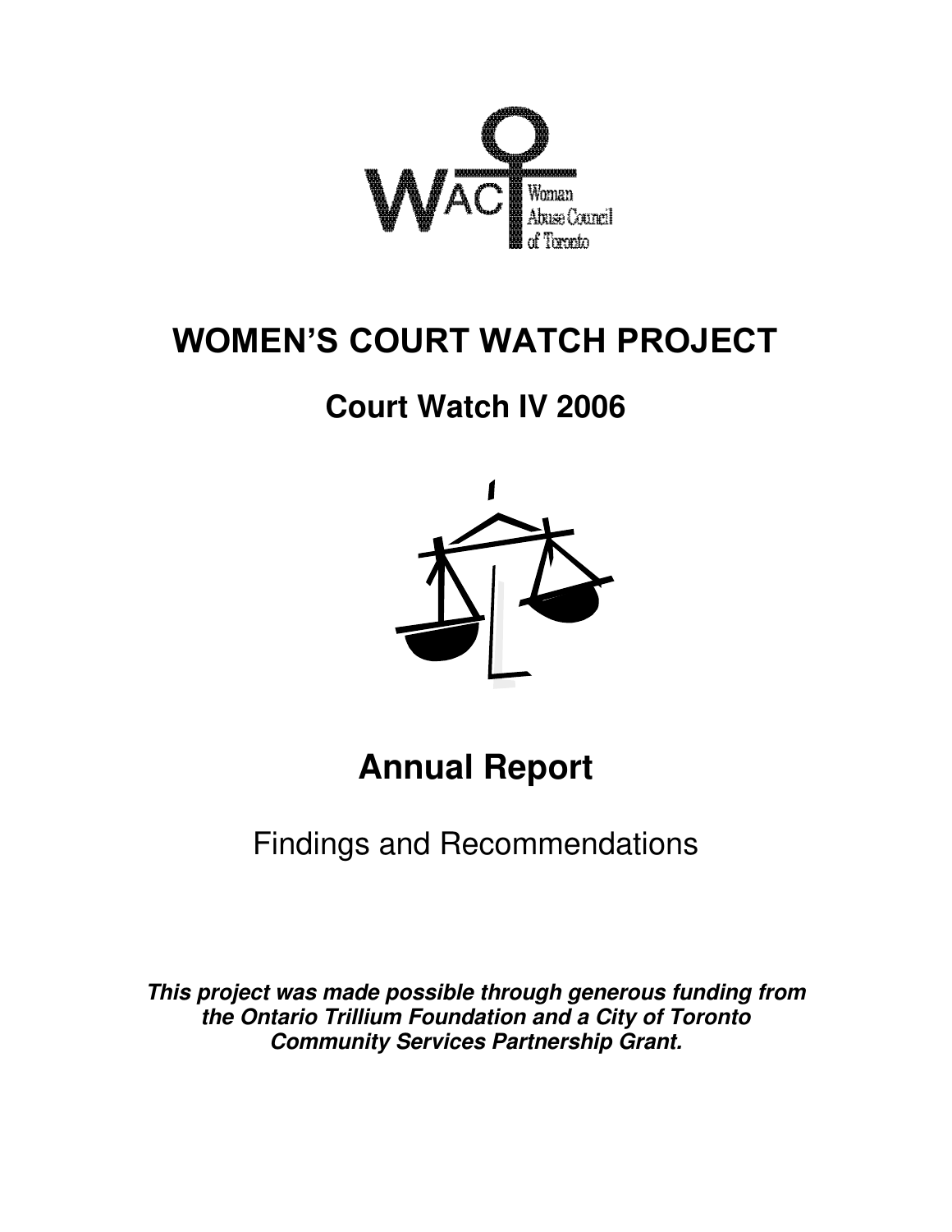WAC Woman Abuse Council of Toronto

# WOMEN'S COURT WATCH PROJECT

## Court Watch IV 2006

# Annual Report

Findings and Recommendations

***This project was made possible through generous funding from the Ontario Trillium Foundation and a City of Toronto Community Services Partnership Grant.***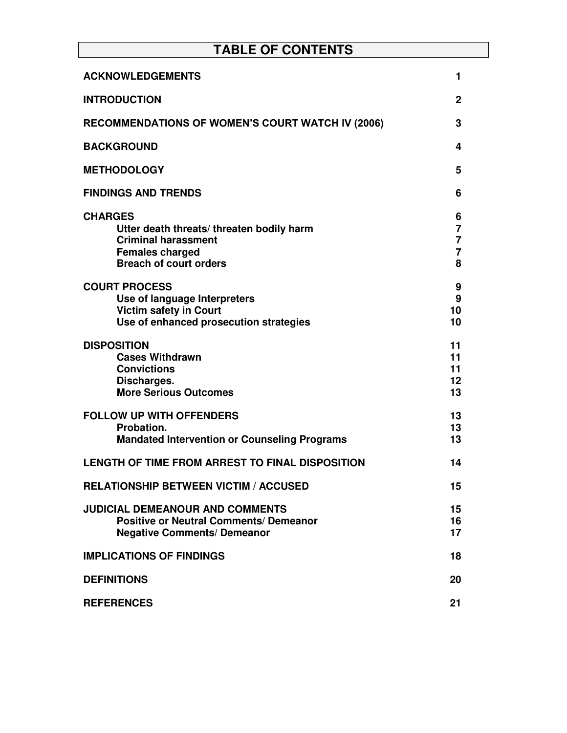# TABLE OF CONTENTS

| | |
|---|---|
| **ACKNOWLEDGEMENTS** | **1** |
| **INTRODUCTION** | **2** |
| **RECOMMENDATIONS OF WOMEN'S COURT WATCH IV (2006)** | **3** |
| **BACKGROUND** | **4** |
| **METHODOLOGY** | **5** |
| **FINDINGS AND TRENDS** | **6** |
| **CHARGES** | **6** |
| **Utter death threats/ threaten bodily harm** | **7** |
| **Criminal harassment** | **7** |
| **Females charged** | **7** |
| **Breach of court orders** | **8** |
| **COURT PROCESS** | **9** |
| **Use of language Interpreters** | **9** |
| **Victim safety in Court** | **10** |
| **Use of enhanced prosecution strategies** | **10** |
| **DISPOSITION** | **11** |
| **Cases Withdrawn** | **11** |
| **Convictions** | **11** |
| **Discharges.** | **12** |
| **More Serious Outcomes** | **13** |
| **FOLLOW UP WITH OFFENDERS** | **13** |
| **Probation.** | **13** |
| **Mandated Intervention or Counseling Programs** | **13** |
| **LENGTH OF TIME FROM ARREST TO FINAL DISPOSITION** | **14** |
| **RELATIONSHIP BETWEEN VICTIM / ACCUSED** | **15** |
| **JUDICIAL DEMEANOUR AND COMMENTS** | **15** |
| **Positive or Neutral Comments/ Demeanor** | **16** |
| **Negative Comments/ Demeanor** | **17** |
| **IMPLICATIONS OF FINDINGS** | **18** |
| **DEFINITIONS** | **20** |
| **REFERENCES** | **21** |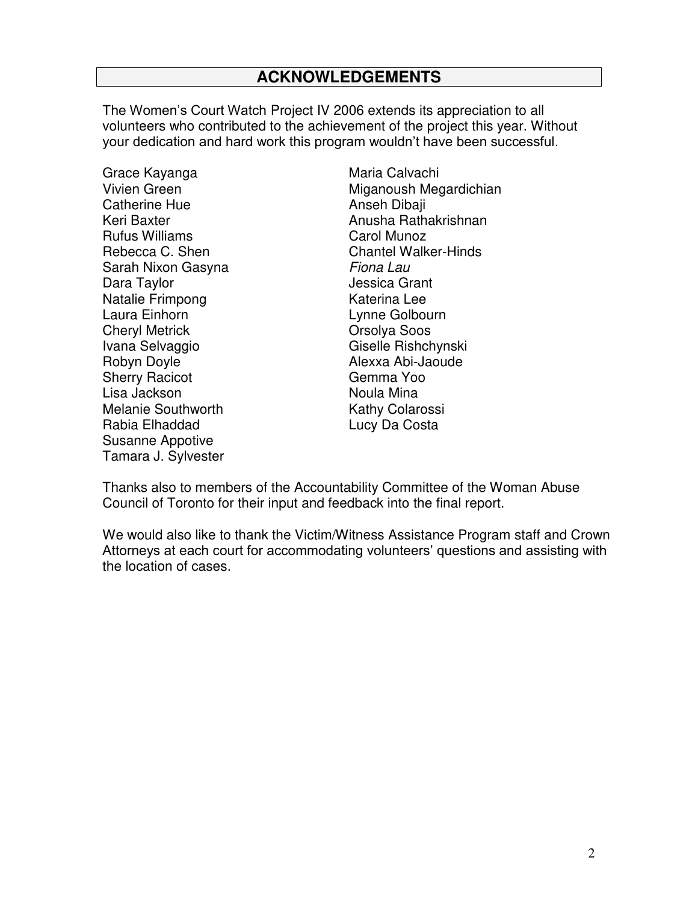# ACKNOWLEDGEMENTS

The Women's Court Watch Project IV 2006 extends its appreciation to all volunteers who contributed to the achievement of the project this year. Without your dedication and hard work this program wouldn't have been successful.

Grace Kayanga
Vivien Green
Catherine Hue
Keri Baxter
Rufus Williams
Rebecca C. Shen
Sarah Nixon Gasyna
Dara Taylor
Natalie Frimpong
Laura Einhorn
Cheryl Metrick
Ivana Selvaggio
Robyn Doyle
Sherry Racicot
Lisa Jackson
Melanie Southworth
Rabia Elhaddad
Susanne Appotive
Tamara J. Sylvester
Maria Calvachi
Miganoush Megardichian
Anseh Dibaji
Anusha Rathakrishnan
Carol Munoz
Chantel Walker-Hinds
*Fiona Lau*
Jessica Grant
Katerina Lee
Lynne Golbourn
Orsolya Soos
Giselle Rishchynski
Alexxa Abi-Jaoude
Gemma Yoo
Noula Mina
Kathy Colarossi
Lucy Da Costa

Thanks also to members of the Accountability Committee of the Woman Abuse Council of Toronto for their input and feedback into the final report.

We would also like to thank the Victim/Witness Assistance Program staff and Crown Attorneys at each court for accommodating volunteers' questions and assisting with the location of cases.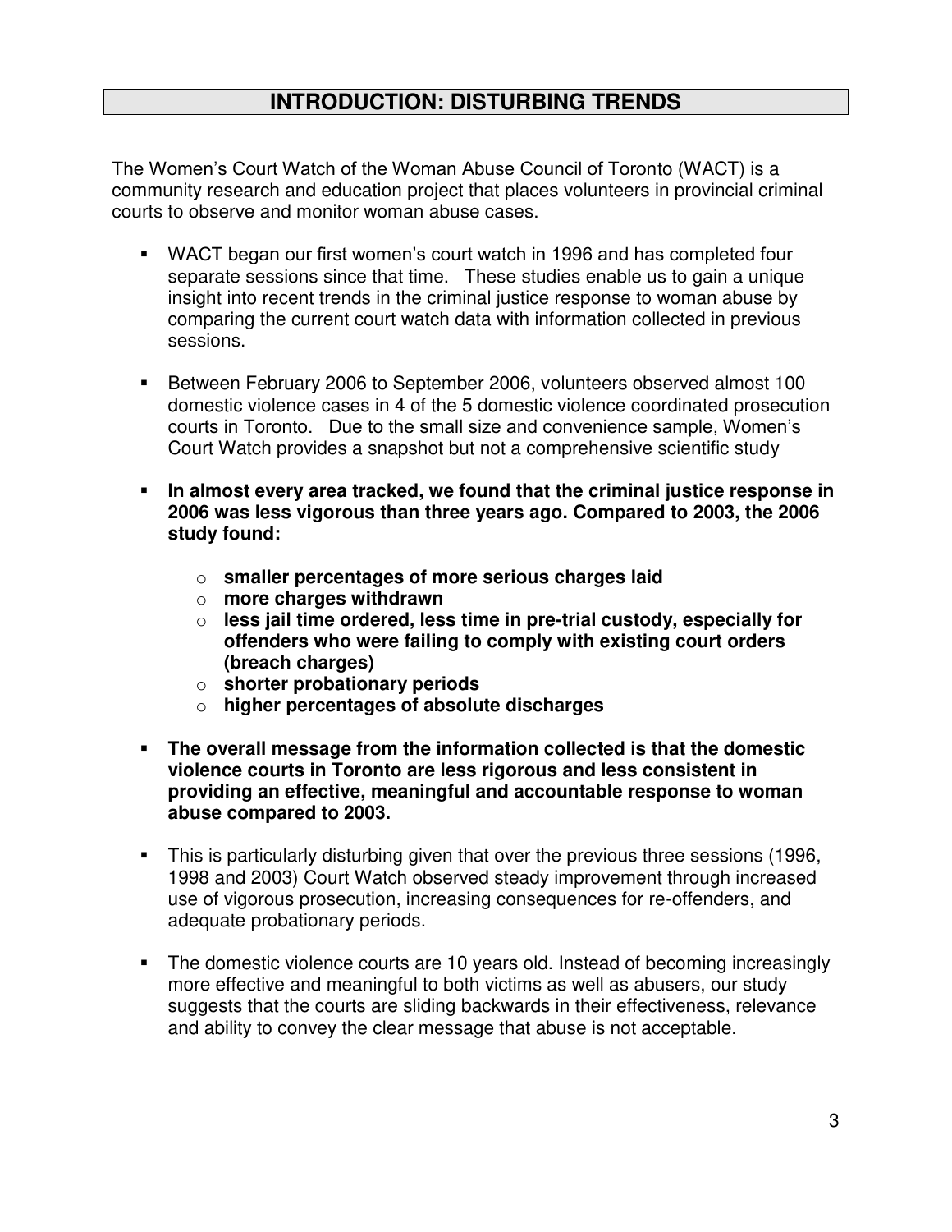## INTRODUCTION: DISTURBING TRENDS

The Women's Court Watch of the Woman Abuse Council of Toronto (WACT) is a community research and education project that places volunteers in provincial criminal courts to observe and monitor woman abuse cases.

- WACT began our first women's court watch in 1996 and has completed four separate sessions since that time. These studies enable us to gain a unique insight into recent trends in the criminal justice response to woman abuse by comparing the current court watch data with information collected in previous sessions.
- Between February 2006 to September 2006, volunteers observed almost 100 domestic violence cases in 4 of the 5 domestic violence coordinated prosecution courts in Toronto. Due to the small size and convenience sample, Women's Court Watch provides a snapshot but not a comprehensive scientific study
- **In almost every area tracked, we found that the criminal justice response in 2006 was less vigorous than three years ago. Compared to 2003, the 2006 study found:**
  - **smaller percentages of more serious charges laid**
  - **more charges withdrawn**
  - **less jail time ordered, less time in pre-trial custody, especially for offenders who were failing to comply with existing court orders (breach charges)**
  - **shorter probationary periods**
  - **higher percentages of absolute discharges**
- **The overall message from the information collected is that the domestic violence courts in Toronto are less rigorous and less consistent in providing an effective, meaningful and accountable response to woman abuse compared to 2003.**
- This is particularly disturbing given that over the previous three sessions (1996, 1998 and 2003) Court Watch observed steady improvement through increased use of vigorous prosecution, increasing consequences for re-offenders, and adequate probationary periods.
- The domestic violence courts are 10 years old. Instead of becoming increasingly more effective and meaningful to both victims as well as abusers, our study suggests that the courts are sliding backwards in their effectiveness, relevance and ability to convey the clear message that abuse is not acceptable.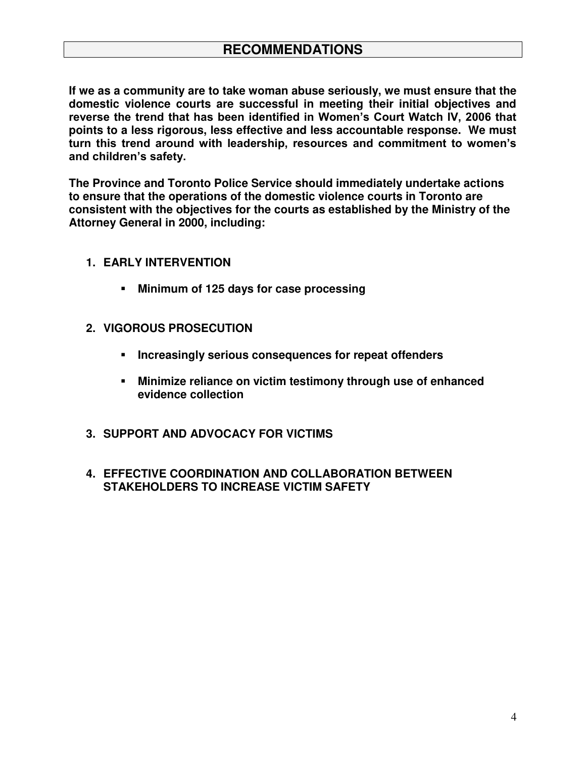# RECOMMENDATIONS

**If we as a community are to take woman abuse seriously, we must ensure that the domestic violence courts are successful in meeting their initial objectives and reverse the trend that has been identified in Women's Court Watch IV, 2006 that points to a less rigorous, less effective and less accountable response. We must turn this trend around with leadership, resources and commitment to women's and children's safety.**

**The Province and Toronto Police Service should immediately undertake actions to ensure that the operations of the domestic violence courts in Toronto are consistent with the objectives for the courts as established by the Ministry of the Attorney General in 2000, including:**

1. **EARLY INTERVENTION**
   - **Minimum of 125 days for case processing**

2. **VIGOROUS PROSECUTION**
   - **Increasingly serious consequences for repeat offenders**
   - **Minimize reliance on victim testimony through use of enhanced evidence collection**

3. **SUPPORT AND ADVOCACY FOR VICTIMS**

4. **EFFECTIVE COORDINATION AND COLLABORATION BETWEEN STAKEHOLDERS TO INCREASE VICTIM SAFETY**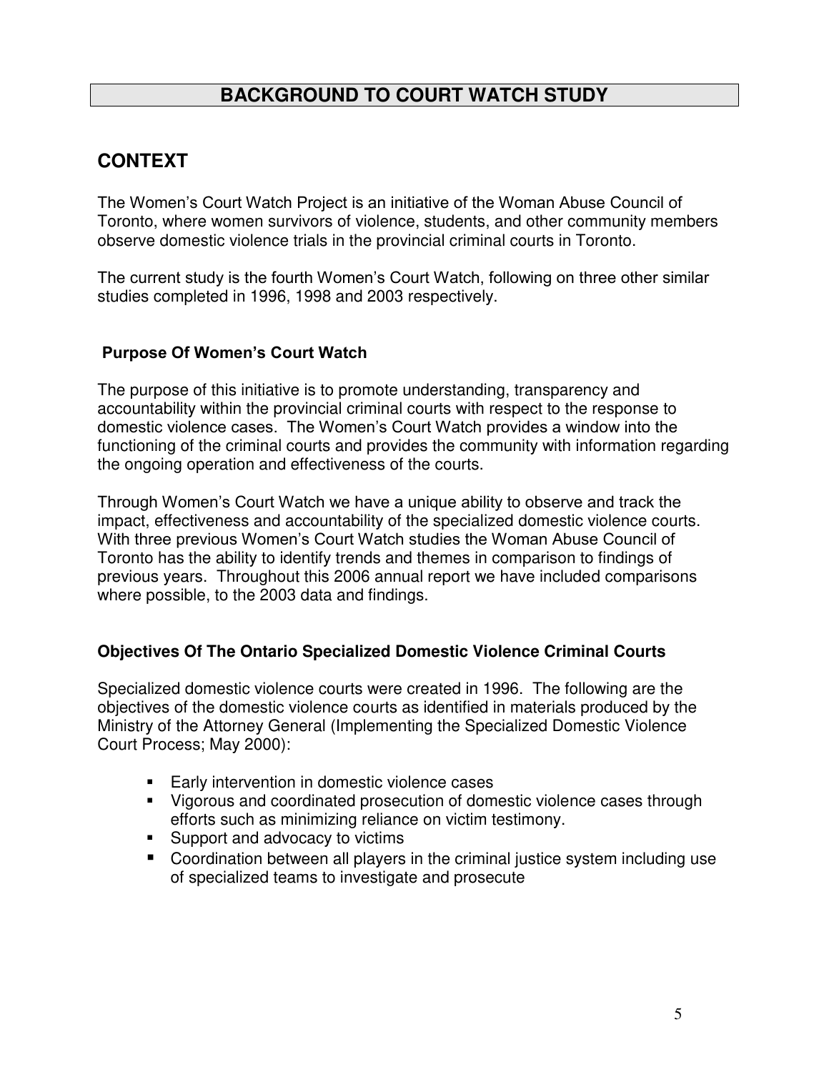# BACKGROUND TO COURT WATCH STUDY

## CONTEXT

The Women's Court Watch Project is an initiative of the Woman Abuse Council of Toronto, where women survivors of violence, students, and other community members observe domestic violence trials in the provincial criminal courts in Toronto.

The current study is the fourth Women's Court Watch, following on three other similar studies completed in 1996, 1998 and 2003 respectively.

### Purpose Of Women's Court Watch

The purpose of this initiative is to promote understanding, transparency and accountability within the provincial criminal courts with respect to the response to domestic violence cases. The Women's Court Watch provides a window into the functioning of the criminal courts and provides the community with information regarding the ongoing operation and effectiveness of the courts.

Through Women's Court Watch we have a unique ability to observe and track the impact, effectiveness and accountability of the specialized domestic violence courts. With three previous Women's Court Watch studies the Woman Abuse Council of Toronto has the ability to identify trends and themes in comparison to findings of previous years. Throughout this 2006 annual report we have included comparisons where possible, to the 2003 data and findings.

### Objectives Of The Ontario Specialized Domestic Violence Criminal Courts

Specialized domestic violence courts were created in 1996. The following are the objectives of the domestic violence courts as identified in materials produced by the Ministry of the Attorney General (Implementing the Specialized Domestic Violence Court Process; May 2000):

- Early intervention in domestic violence cases
- Vigorous and coordinated prosecution of domestic violence cases through efforts such as minimizing reliance on victim testimony.
- Support and advocacy to victims
- Coordination between all players in the criminal justice system including use of specialized teams to investigate and prosecute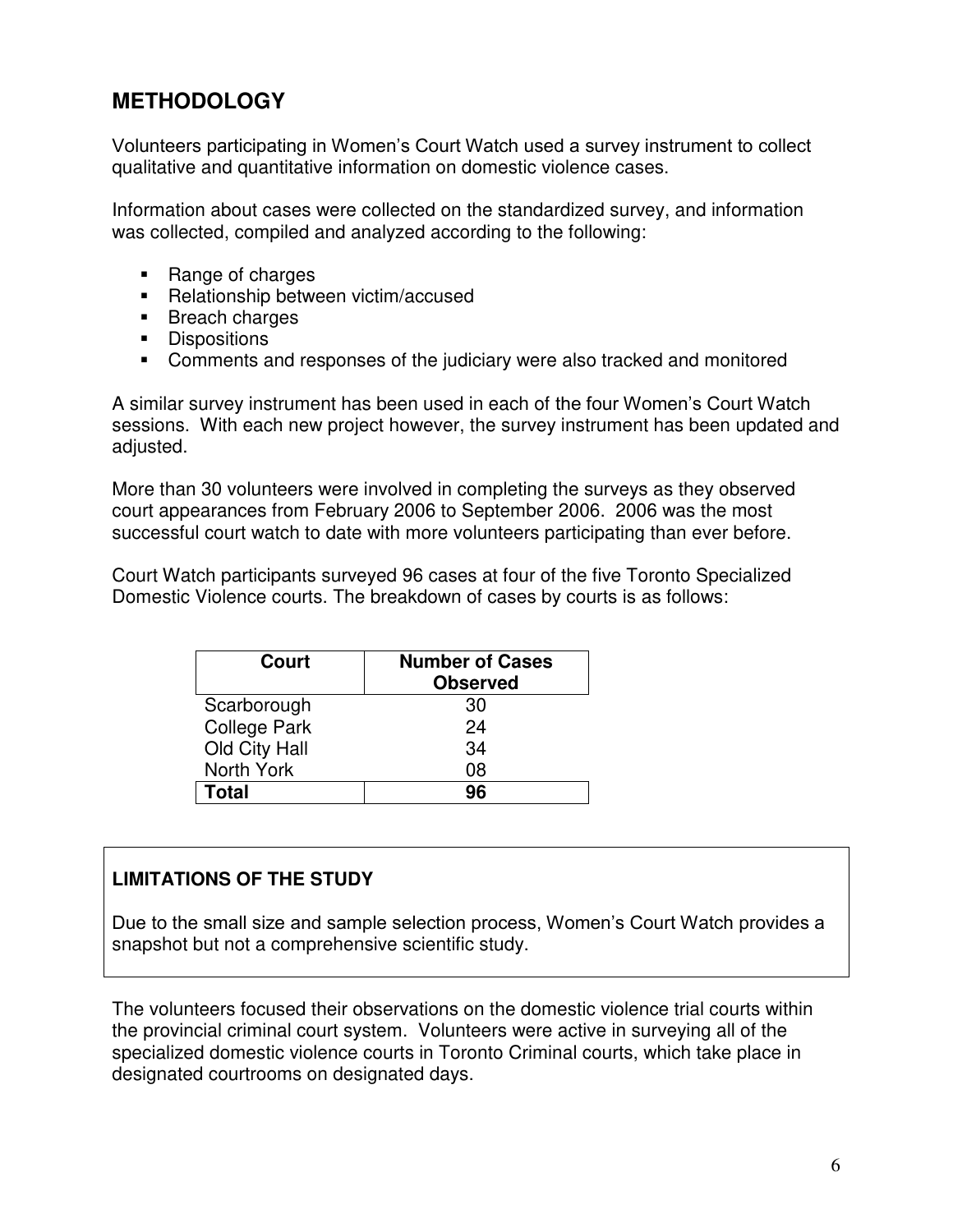## METHODOLOGY

Volunteers participating in Women's Court Watch used a survey instrument to collect qualitative and quantitative information on domestic violence cases.

Information about cases were collected on the standardized survey, and information was collected, compiled and analyzed according to the following:

- Range of charges
- Relationship between victim/accused
- Breach charges
- Dispositions
- Comments and responses of the judiciary were also tracked and monitored

A similar survey instrument has been used in each of the four Women's Court Watch sessions. With each new project however, the survey instrument has been updated and adjusted.

More than 30 volunteers were involved in completing the surveys as they observed court appearances from February 2006 to September 2006. 2006 was the most successful court watch to date with more volunteers participating than ever before.

Court Watch participants surveyed 96 cases at four of the five Toronto Specialized Domestic Violence courts. The breakdown of cases by courts is as follows:

| Court | Number of Cases Observed |
|---|---|
| Scarborough | 30 |
| College Park | 24 |
| Old City Hall | 34 |
| North York | 08 |
| **Total** | **96** |

**LIMITATIONS OF THE STUDY**

Due to the small size and sample selection process, Women's Court Watch provides a snapshot but not a comprehensive scientific study.

The volunteers focused their observations on the domestic violence trial courts within the provincial criminal court system. Volunteers were active in surveying all of the specialized domestic violence courts in Toronto Criminal courts, which take place in designated courtrooms on designated days.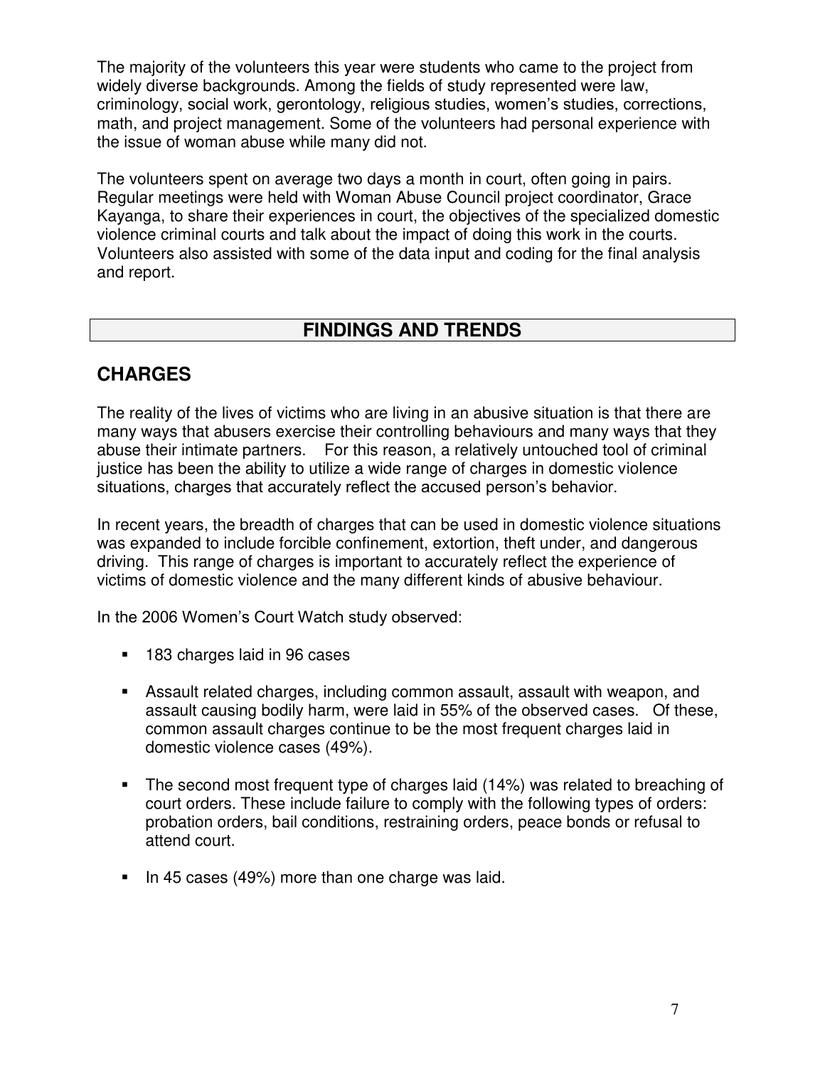The majority of the volunteers this year were students who came to the project from widely diverse backgrounds. Among the fields of study represented were law, criminology, social work, gerontology, religious studies, women's studies, corrections, math, and project management. Some of the volunteers had personal experience with the issue of woman abuse while many did not.

The volunteers spent on average two days a month in court, often going in pairs. Regular meetings were held with Woman Abuse Council project coordinator, Grace Kayanga, to share their experiences in court, the objectives of the specialized domestic violence criminal courts and talk about the impact of doing this work in the courts. Volunteers also assisted with some of the data input and coding for the final analysis and report.

# FINDINGS AND TRENDS

## CHARGES

The reality of the lives of victims who are living in an abusive situation is that there are many ways that abusers exercise their controlling behaviours and many ways that they abuse their intimate partners. For this reason, a relatively untouched tool of criminal justice has been the ability to utilize a wide range of charges in domestic violence situations, charges that accurately reflect the accused person's behavior.

In recent years, the breadth of charges that can be used in domestic violence situations was expanded to include forcible confinement, extortion, theft under, and dangerous driving. This range of charges is important to accurately reflect the experience of victims of domestic violence and the many different kinds of abusive behaviour.

In the 2006 Women's Court Watch study observed:

- 183 charges laid in 96 cases
- Assault related charges, including common assault, assault with weapon, and assault causing bodily harm, were laid in 55% of the observed cases. Of these, common assault charges continue to be the most frequent charges laid in domestic violence cases (49%).
- The second most frequent type of charges laid (14%) was related to breaching of court orders. These include failure to comply with the following types of orders: probation orders, bail conditions, restraining orders, peace bonds or refusal to attend court.
- In 45 cases (49%) more than one charge was laid.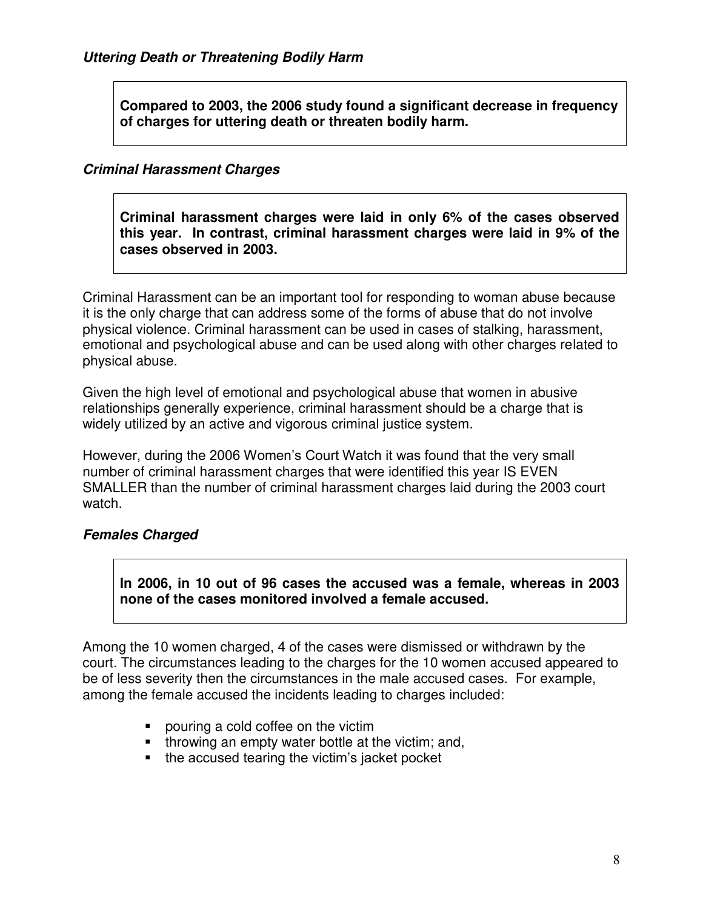### *Uttering Death or Threatening Bodily Harm*

**Compared to 2003, the 2006 study found a significant decrease in frequency of charges for uttering death or threaten bodily harm.**

### *Criminal Harassment Charges*

**Criminal harassment charges were laid in only 6% of the cases observed this year. In contrast, criminal harassment charges were laid in 9% of the cases observed in 2003.**

Criminal Harassment can be an important tool for responding to woman abuse because it is the only charge that can address some of the forms of abuse that do not involve physical violence. Criminal harassment can be used in cases of stalking, harassment, emotional and psychological abuse and can be used along with other charges related to physical abuse.

Given the high level of emotional and psychological abuse that women in abusive relationships generally experience, criminal harassment should be a charge that is widely utilized by an active and vigorous criminal justice system.

However, during the 2006 Women's Court Watch it was found that the very small number of criminal harassment charges that were identified this year IS EVEN SMALLER than the number of criminal harassment charges laid during the 2003 court watch.

### *Females Charged*

**In 2006, in 10 out of 96 cases the accused was a female, whereas in 2003 none of the cases monitored involved a female accused.**

Among the 10 women charged, 4 of the cases were dismissed or withdrawn by the court. The circumstances leading to the charges for the 10 women accused appeared to be of less severity then the circumstances in the male accused cases. For example, among the female accused the incidents leading to charges included:

- pouring a cold coffee on the victim
- throwing an empty water bottle at the victim; and,
- the accused tearing the victim's jacket pocket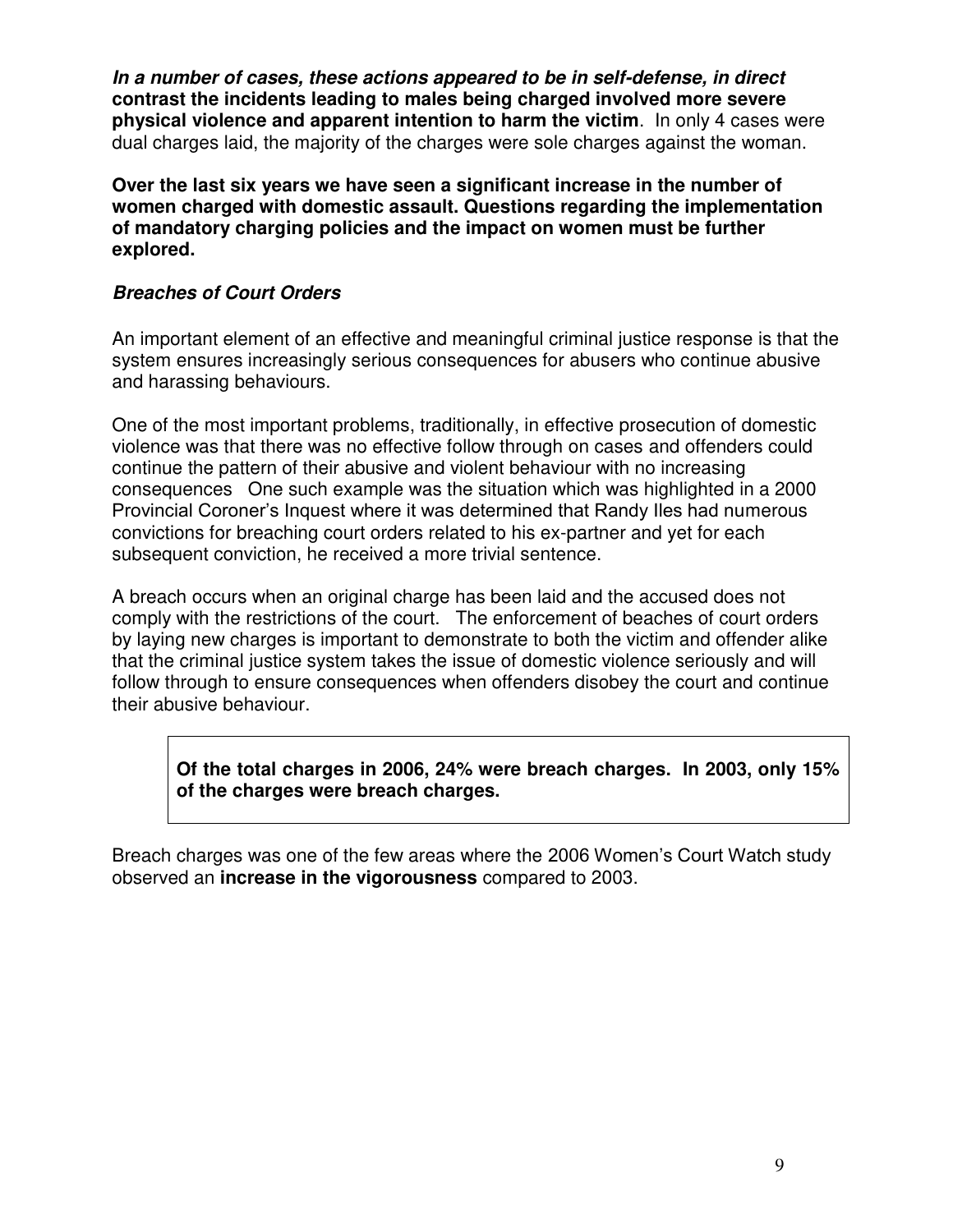***In a number of cases, these actions appeared to be in self-defense, in direct* contrast the incidents leading to males being charged involved more severe physical violence and apparent intention to harm the victim**. In only 4 cases were dual charges laid, the majority of the charges were sole charges against the woman.

**Over the last six years we have seen a significant increase in the number of women charged with domestic assault. Questions regarding the implementation of mandatory charging policies and the impact on women must be further explored.**

### *Breaches of Court Orders*

An important element of an effective and meaningful criminal justice response is that the system ensures increasingly serious consequences for abusers who continue abusive and harassing behaviours.

One of the most important problems, traditionally, in effective prosecution of domestic violence was that there was no effective follow through on cases and offenders could continue the pattern of their abusive and violent behaviour with no increasing consequences  One such example was the situation which was highlighted in a 2000 Provincial Coroner's Inquest where it was determined that Randy Iles had numerous convictions for breaching court orders related to his ex-partner and yet for each subsequent conviction, he received a more trivial sentence.

A breach occurs when an original charge has been laid and the accused does not comply with the restrictions of the court.  The enforcement of beaches of court orders by laying new charges is important to demonstrate to both the victim and offender alike that the criminal justice system takes the issue of domestic violence seriously and will follow through to ensure consequences when offenders disobey the court and continue their abusive behaviour.

> **Of the total charges in 2006, 24% were breach charges.  In 2003, only 15% of the charges were breach charges.**

Breach charges was one of the few areas where the 2006 Women's Court Watch study observed an **increase in the vigorousness** compared to 2003.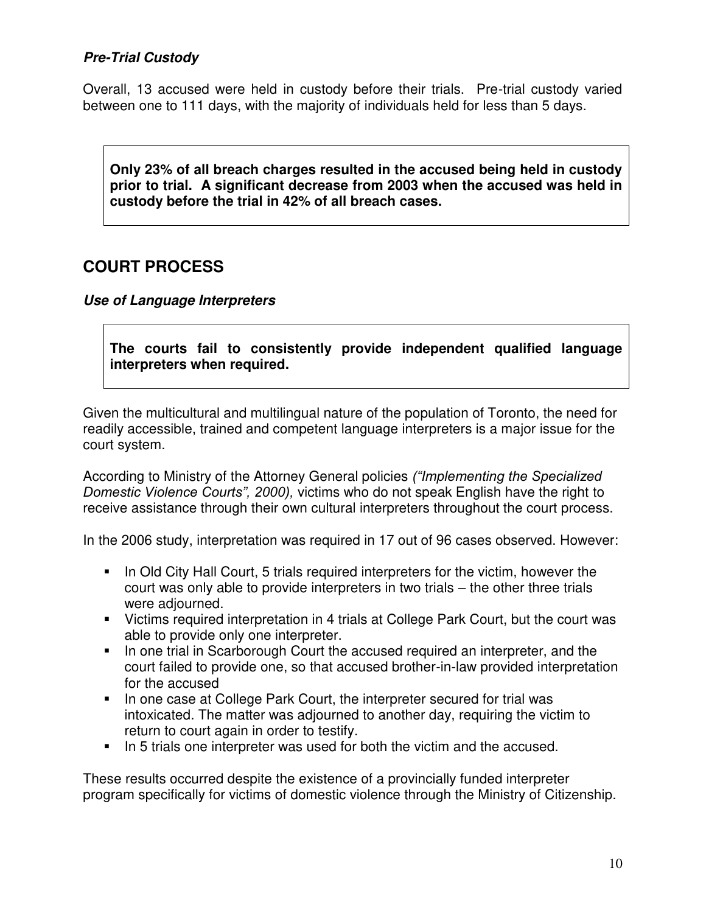### *Pre-Trial Custody*

Overall, 13 accused were held in custody before their trials. Pre-trial custody varied between one to 111 days, with the majority of individuals held for less than 5 days.

**Only 23% of all breach charges resulted in the accused being held in custody prior to trial. A significant decrease from 2003 when the accused was held in custody before the trial in 42% of all breach cases.**

## COURT PROCESS

### *Use of Language Interpreters*

**The courts fail to consistently provide independent qualified language interpreters when required.**

Given the multicultural and multilingual nature of the population of Toronto, the need for readily accessible, trained and competent language interpreters is a major issue for the court system.

According to Ministry of the Attorney General policies *("Implementing the Specialized Domestic Violence Courts", 2000),* victims who do not speak English have the right to receive assistance through their own cultural interpreters throughout the court process.

In the 2006 study, interpretation was required in 17 out of 96 cases observed. However:

- In Old City Hall Court, 5 trials required interpreters for the victim, however the court was only able to provide interpreters in two trials – the other three trials were adjourned.
- Victims required interpretation in 4 trials at College Park Court, but the court was able to provide only one interpreter.
- In one trial in Scarborough Court the accused required an interpreter, and the court failed to provide one, so that accused brother-in-law provided interpretation for the accused
- In one case at College Park Court, the interpreter secured for trial was intoxicated. The matter was adjourned to another day, requiring the victim to return to court again in order to testify.
- In 5 trials one interpreter was used for both the victim and the accused.

These results occurred despite the existence of a provincially funded interpreter program specifically for victims of domestic violence through the Ministry of Citizenship.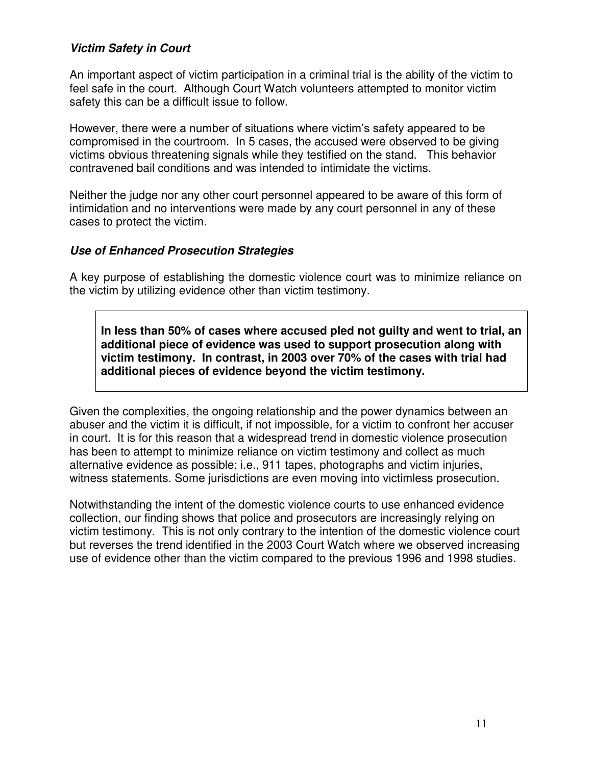### ***Victim Safety in Court***

An important aspect of victim participation in a criminal trial is the ability of the victim to feel safe in the court. Although Court Watch volunteers attempted to monitor victim safety this can be a difficult issue to follow.

However, there were a number of situations where victim's safety appeared to be compromised in the courtroom. In 5 cases, the accused were observed to be giving victims obvious threatening signals while they testified on the stand. This behavior contravened bail conditions and was intended to intimidate the victims.

Neither the judge nor any other court personnel appeared to be aware of this form of intimidation and no interventions were made by any court personnel in any of these cases to protect the victim.

### ***Use of Enhanced Prosecution Strategies***

A key purpose of establishing the domestic violence court was to minimize reliance on the victim by utilizing evidence other than victim testimony.

> **In less than 50% of cases where accused pled not guilty and went to trial, an additional piece of evidence was used to support prosecution along with victim testimony. In contrast, in 2003 over 70% of the cases with trial had additional pieces of evidence beyond the victim testimony.**

Given the complexities, the ongoing relationship and the power dynamics between an abuser and the victim it is difficult, if not impossible, for a victim to confront her accuser in court. It is for this reason that a widespread trend in domestic violence prosecution has been to attempt to minimize reliance on victim testimony and collect as much alternative evidence as possible; i.e., 911 tapes, photographs and victim injuries, witness statements. Some jurisdictions are even moving into victimless prosecution.

Notwithstanding the intent of the domestic violence courts to use enhanced evidence collection, our finding shows that police and prosecutors are increasingly relying on victim testimony. This is not only contrary to the intention of the domestic violence court but reverses the trend identified in the 2003 Court Watch where we observed increasing use of evidence other than the victim compared to the previous 1996 and 1998 studies.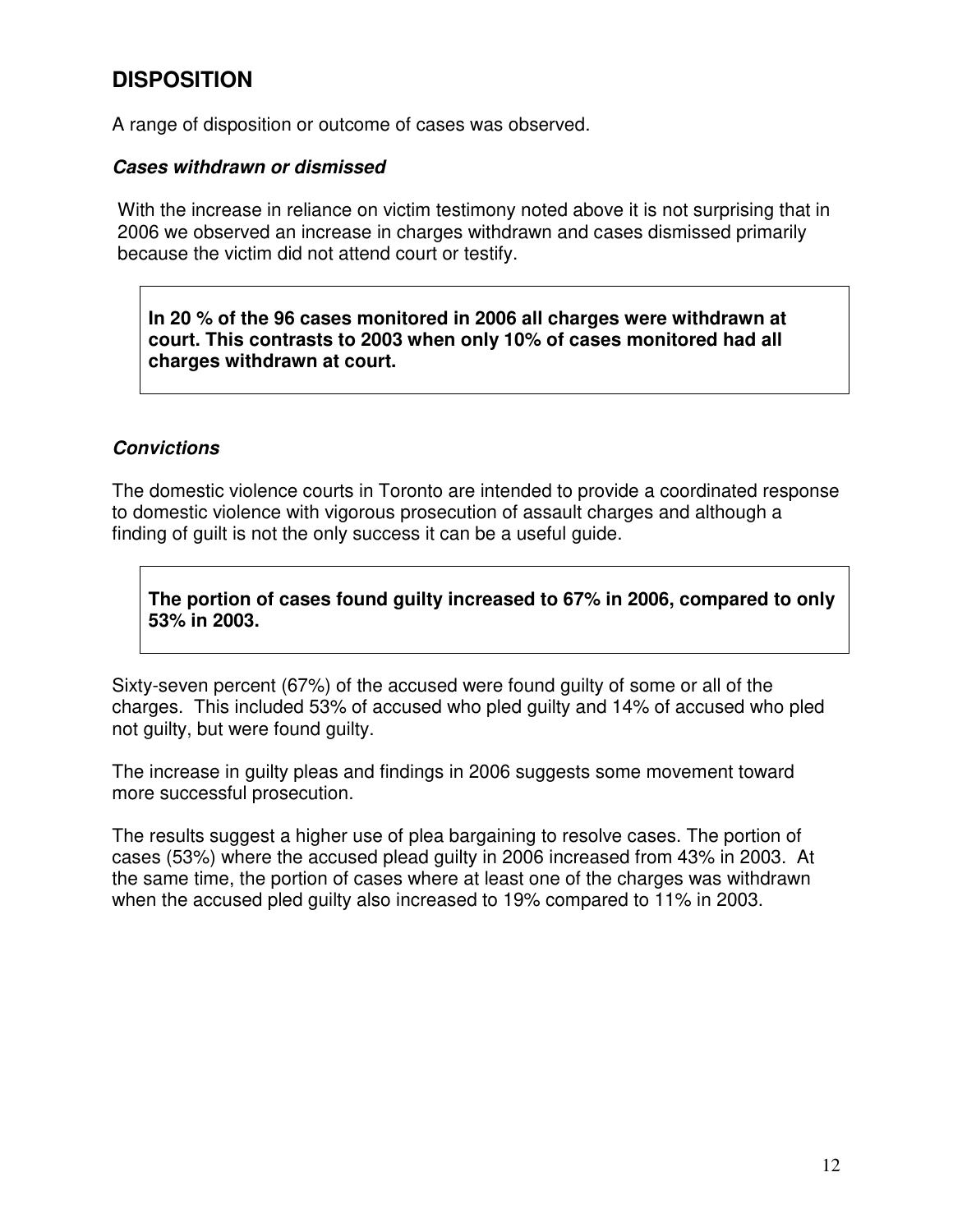## DISPOSITION

A range of disposition or outcome of cases was observed.

***Cases withdrawn or dismissed***

With the increase in reliance on victim testimony noted above it is not surprising that in 2006 we observed an increase in charges withdrawn and cases dismissed primarily because the victim did not attend court or testify.

> **In 20 % of the 96 cases monitored in 2006 all charges were withdrawn at court. This contrasts to 2003 when only 10% of cases monitored had all charges withdrawn at court.**

***Convictions***

The domestic violence courts in Toronto are intended to provide a coordinated response to domestic violence with vigorous prosecution of assault charges and although a finding of guilt is not the only success it can be a useful guide.

> **The portion of cases found guilty increased to 67% in 2006, compared to only 53% in 2003.**

Sixty-seven percent (67%) of the accused were found guilty of some or all of the charges. This included 53% of accused who pled guilty and 14% of accused who pled not guilty, but were found guilty.

The increase in guilty pleas and findings in 2006 suggests some movement toward more successful prosecution.

The results suggest a higher use of plea bargaining to resolve cases. The portion of cases (53%) where the accused plead guilty in 2006 increased from 43% in 2003. At the same time, the portion of cases where at least one of the charges was withdrawn when the accused pled guilty also increased to 19% compared to 11% in 2003.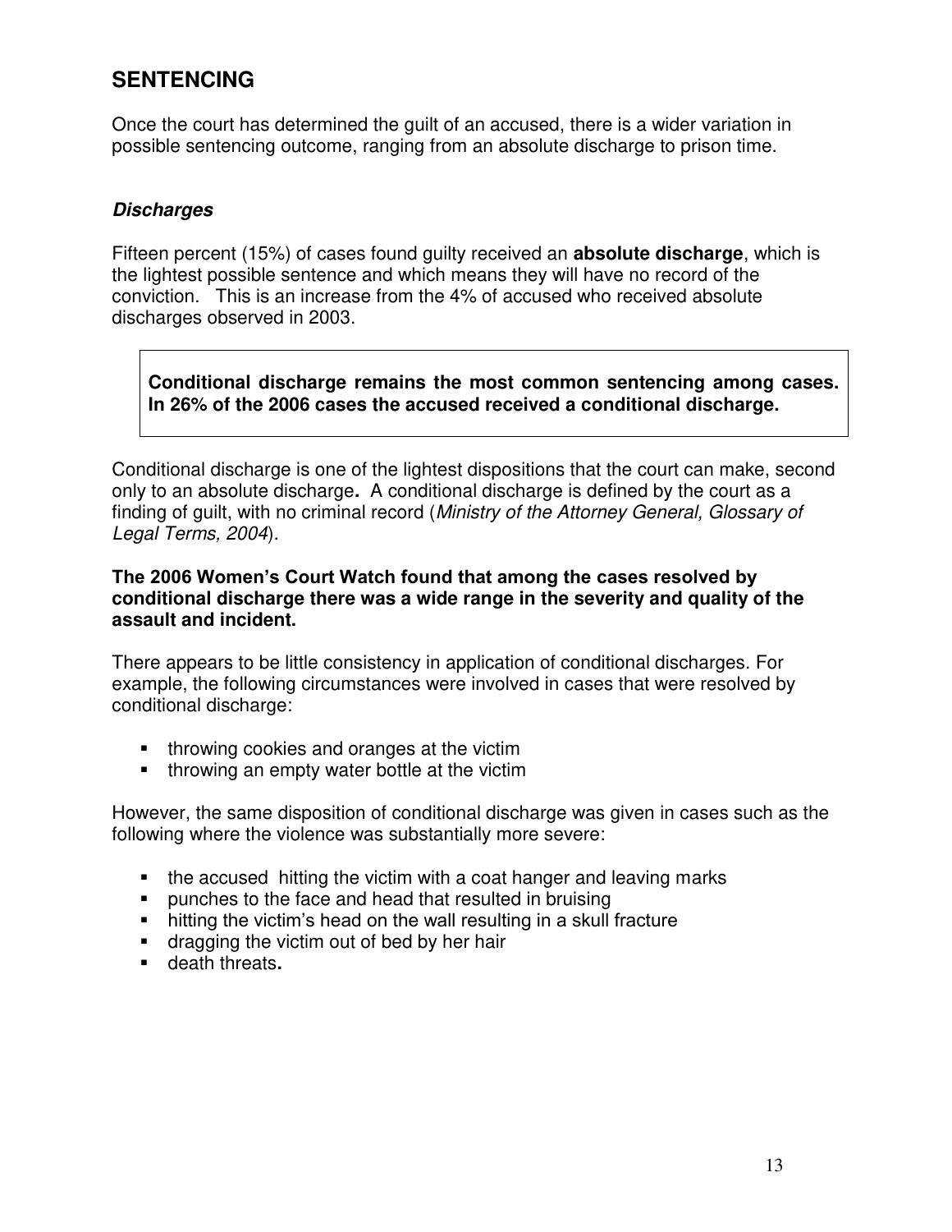## SENTENCING

Once the court has determined the guilt of an accused, there is a wider variation in possible sentencing outcome, ranging from an absolute discharge to prison time.

### *Discharges*

Fifteen percent (15%) of cases found guilty received an **absolute discharge**, which is the lightest possible sentence and which means they will have no record of the conviction. This is an increase from the 4% of accused who received absolute discharges observed in 2003.

> **Conditional discharge remains the most common sentencing among cases. In 26% of the 2006 cases the accused received a conditional discharge.**

Conditional discharge is one of the lightest dispositions that the court can make, second only to an absolute discharge**.** A conditional discharge is defined by the court as a finding of guilt, with no criminal record (*Ministry of the Attorney General, Glossary of Legal Terms, 2004*).

**The 2006 Women's Court Watch found that among the cases resolved by conditional discharge there was a wide range in the severity and quality of the assault and incident.**

There appears to be little consistency in application of conditional discharges. For example, the following circumstances were involved in cases that were resolved by conditional discharge:

- throwing cookies and oranges at the victim
- throwing an empty water bottle at the victim

However, the same disposition of conditional discharge was given in cases such as the following where the violence was substantially more severe:

- the accused hitting the victim with a coat hanger and leaving marks
- punches to the face and head that resulted in bruising
- hitting the victim's head on the wall resulting in a skull fracture
- dragging the victim out of bed by her hair
- death threats**.**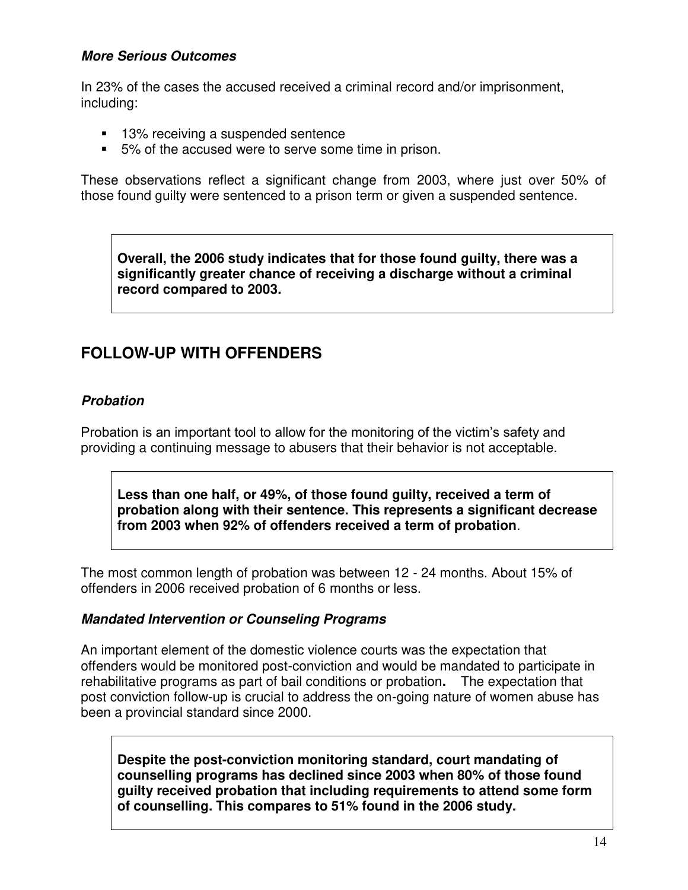***More Serious Outcomes***

In 23% of the cases the accused received a criminal record and/or imprisonment, including:

- 13% receiving a suspended sentence
- 5% of the accused were to serve some time in prison.

These observations reflect a significant change from 2003, where just over 50% of those found guilty were sentenced to a prison term or given a suspended sentence.

**Overall, the 2006 study indicates that for those found guilty, there was a significantly greater chance of receiving a discharge without a criminal record compared to 2003.**

## FOLLOW-UP WITH OFFENDERS

***Probation***

Probation is an important tool to allow for the monitoring of the victim's safety and providing a continuing message to abusers that their behavior is not acceptable.

**Less than one half, or 49%, of those found guilty, received a term of probation along with their sentence. This represents a significant decrease from 2003 when 92% of offenders received a term of probation**.

The most common length of probation was between 12 - 24 months. About 15% of offenders in 2006 received probation of 6 months or less.

***Mandated Intervention or Counseling Programs***

An important element of the domestic violence courts was the expectation that offenders would be monitored post-conviction and would be mandated to participate in rehabilitative programs as part of bail conditions or probation**.** The expectation that post conviction follow-up is crucial to address the on-going nature of women abuse has been a provincial standard since 2000.

**Despite the post-conviction monitoring standard, court mandating of counselling programs has declined since 2003 when 80% of those found guilty received probation that including requirements to attend some form of counselling. This compares to 51% found in the 2006 study.**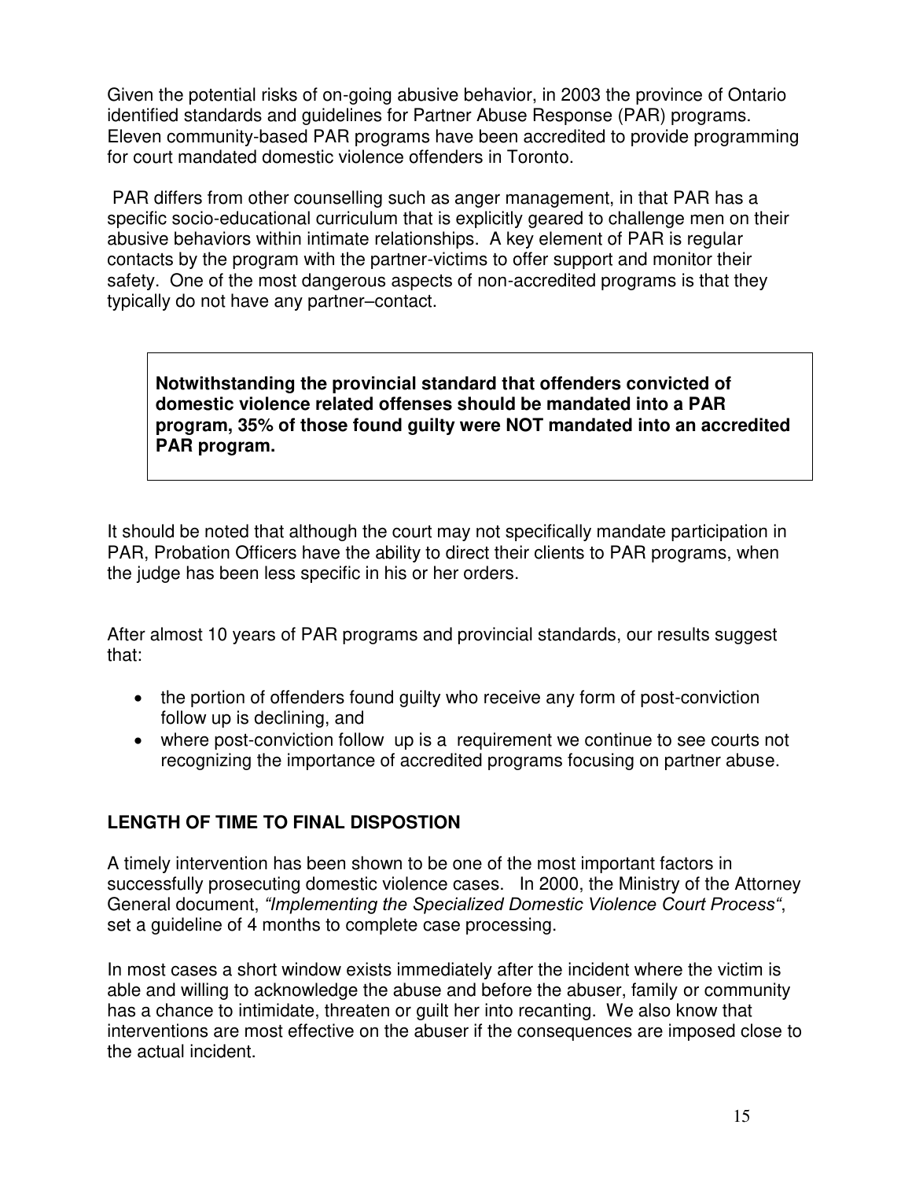Given the potential risks of on-going abusive behavior, in 2003 the province of Ontario identified standards and guidelines for Partner Abuse Response (PAR) programs. Eleven community-based PAR programs have been accredited to provide programming for court mandated domestic violence offenders in Toronto.

PAR differs from other counselling such as anger management, in that PAR has a specific socio-educational curriculum that is explicitly geared to challenge men on their abusive behaviors within intimate relationships. A key element of PAR is regular contacts by the program with the partner-victims to offer support and monitor their safety. One of the most dangerous aspects of non-accredited programs is that they typically do not have any partner–contact.

> **Notwithstanding the provincial standard that offenders convicted of domestic violence related offenses should be mandated into a PAR program, 35% of those found guilty were NOT mandated into an accredited PAR program.**

It should be noted that although the court may not specifically mandate participation in PAR, Probation Officers have the ability to direct their clients to PAR programs, when the judge has been less specific in his or her orders.

After almost 10 years of PAR programs and provincial standards, our results suggest that:

- the portion of offenders found guilty who receive any form of post-conviction follow up is declining, and
- where post-conviction follow up is a requirement we continue to see courts not recognizing the importance of accredited programs focusing on partner abuse.

## LENGTH OF TIME TO FINAL DISPOSTION

A timely intervention has been shown to be one of the most important factors in successfully prosecuting domestic violence cases. In 2000, the Ministry of the Attorney General document, *"Implementing the Specialized Domestic Violence Court Process"*, set a guideline of 4 months to complete case processing.

In most cases a short window exists immediately after the incident where the victim is able and willing to acknowledge the abuse and before the abuser, family or community has a chance to intimidate, threaten or guilt her into recanting. We also know that interventions are most effective on the abuser if the consequences are imposed close to the actual incident.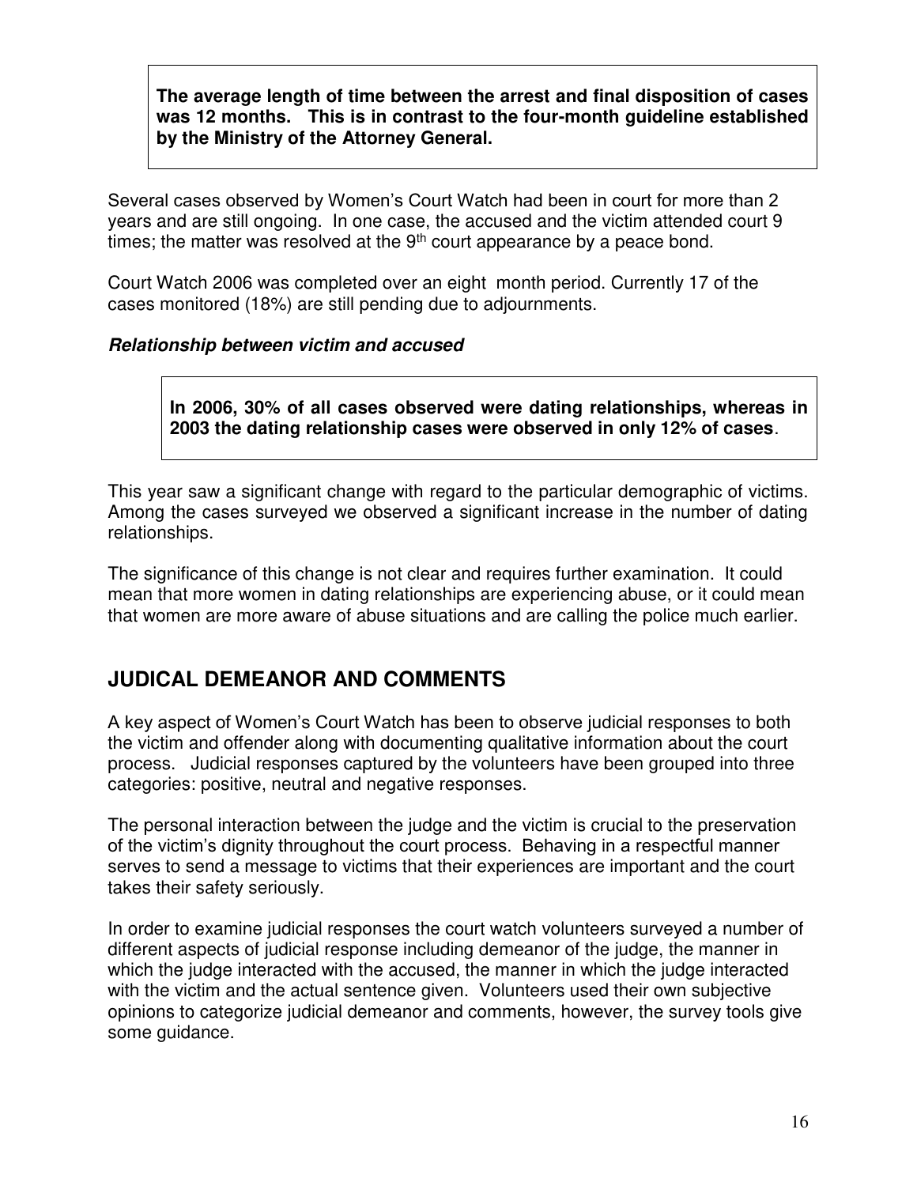**The average length of time between the arrest and final disposition of cases was 12 months. This is in contrast to the four-month guideline established by the Ministry of the Attorney General.**

Several cases observed by Women's Court Watch had been in court for more than 2 years and are still ongoing. In one case, the accused and the victim attended court 9 times; the matter was resolved at the 9th court appearance by a peace bond.

Court Watch 2006 was completed over an eight month period. Currently 17 of the cases monitored (18%) are still pending due to adjournments.

***Relationship between victim and accused***

**In 2006, 30% of all cases observed were dating relationships, whereas in 2003 the dating relationship cases were observed in only 12% of cases**.

This year saw a significant change with regard to the particular demographic of victims. Among the cases surveyed we observed a significant increase in the number of dating relationships.

The significance of this change is not clear and requires further examination. It could mean that more women in dating relationships are experiencing abuse, or it could mean that women are more aware of abuse situations and are calling the police much earlier.

## JUDICAL DEMEANOR AND COMMENTS

A key aspect of Women's Court Watch has been to observe judicial responses to both the victim and offender along with documenting qualitative information about the court process. Judicial responses captured by the volunteers have been grouped into three categories: positive, neutral and negative responses.

The personal interaction between the judge and the victim is crucial to the preservation of the victim's dignity throughout the court process. Behaving in a respectful manner serves to send a message to victims that their experiences are important and the court takes their safety seriously.

In order to examine judicial responses the court watch volunteers surveyed a number of different aspects of judicial response including demeanor of the judge, the manner in which the judge interacted with the accused, the manner in which the judge interacted with the victim and the actual sentence given. Volunteers used their own subjective opinions to categorize judicial demeanor and comments, however, the survey tools give some guidance.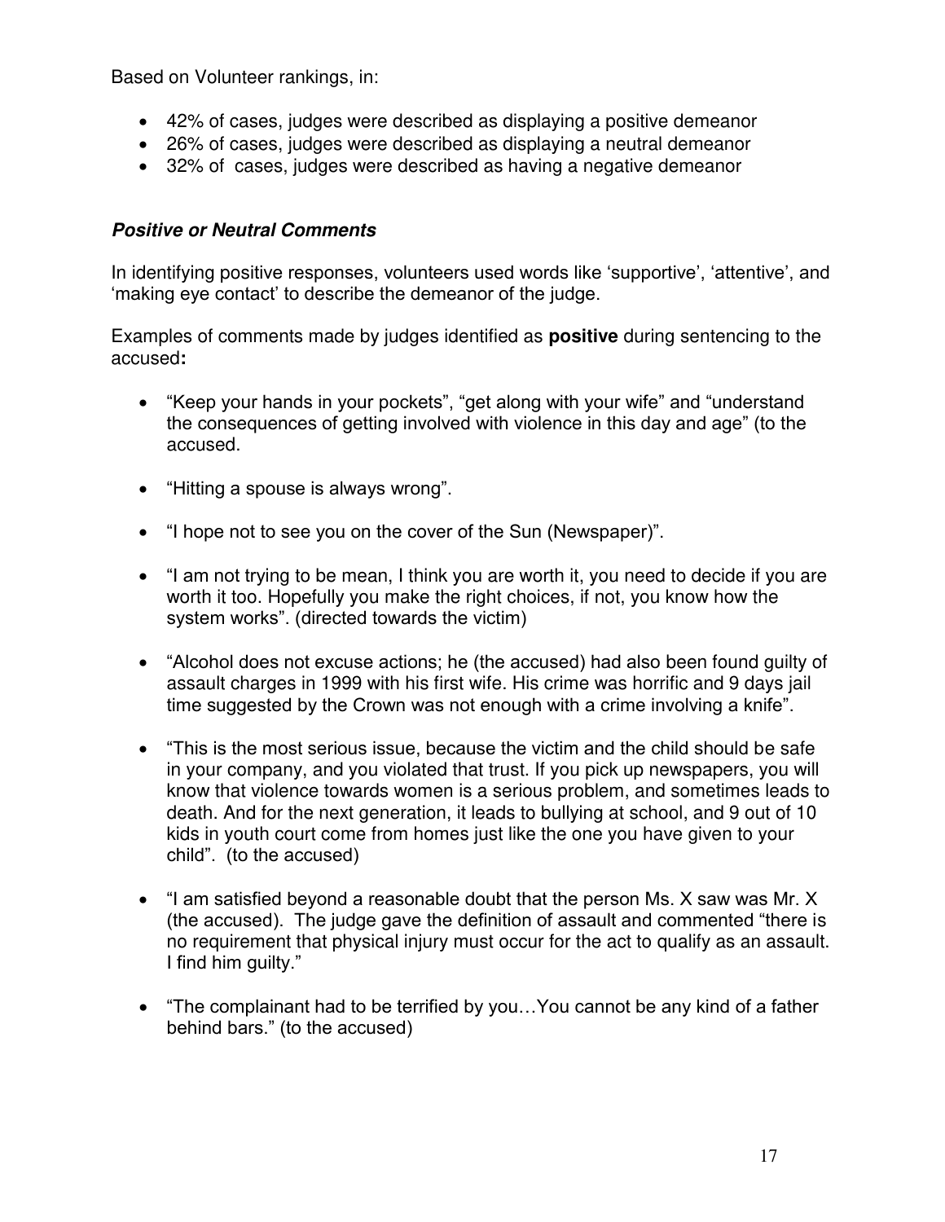Based on Volunteer rankings, in:

- 42% of cases, judges were described as displaying a positive demeanor
- 26% of cases, judges were described as displaying a neutral demeanor
- 32% of cases, judges were described as having a negative demeanor

### ***Positive or Neutral Comments***

In identifying positive responses, volunteers used words like 'supportive', 'attentive', and 'making eye contact' to describe the demeanor of the judge.

Examples of comments made by judges identified as **positive** during sentencing to the accused**:**

- "Keep your hands in your pockets", "get along with your wife" and "understand the consequences of getting involved with violence in this day and age" (to the accused.

- "Hitting a spouse is always wrong".

- "I hope not to see you on the cover of the Sun (Newspaper)".

- "I am not trying to be mean, I think you are worth it, you need to decide if you are worth it too. Hopefully you make the right choices, if not, you know how the system works". (directed towards the victim)

- "Alcohol does not excuse actions; he (the accused) had also been found guilty of assault charges in 1999 with his first wife. His crime was horrific and 9 days jail time suggested by the Crown was not enough with a crime involving a knife".

- "This is the most serious issue, because the victim and the child should be safe in your company, and you violated that trust. If you pick up newspapers, you will know that violence towards women is a serious problem, and sometimes leads to death. And for the next generation, it leads to bullying at school, and 9 out of 10 kids in youth court come from homes just like the one you have given to your child". (to the accused)

- "I am satisfied beyond a reasonable doubt that the person Ms. X saw was Mr. X (the accused). The judge gave the definition of assault and commented "there is no requirement that physical injury must occur for the act to qualify as an assault. I find him guilty."

- "The complainant had to be terrified by you…You cannot be any kind of a father behind bars." (to the accused)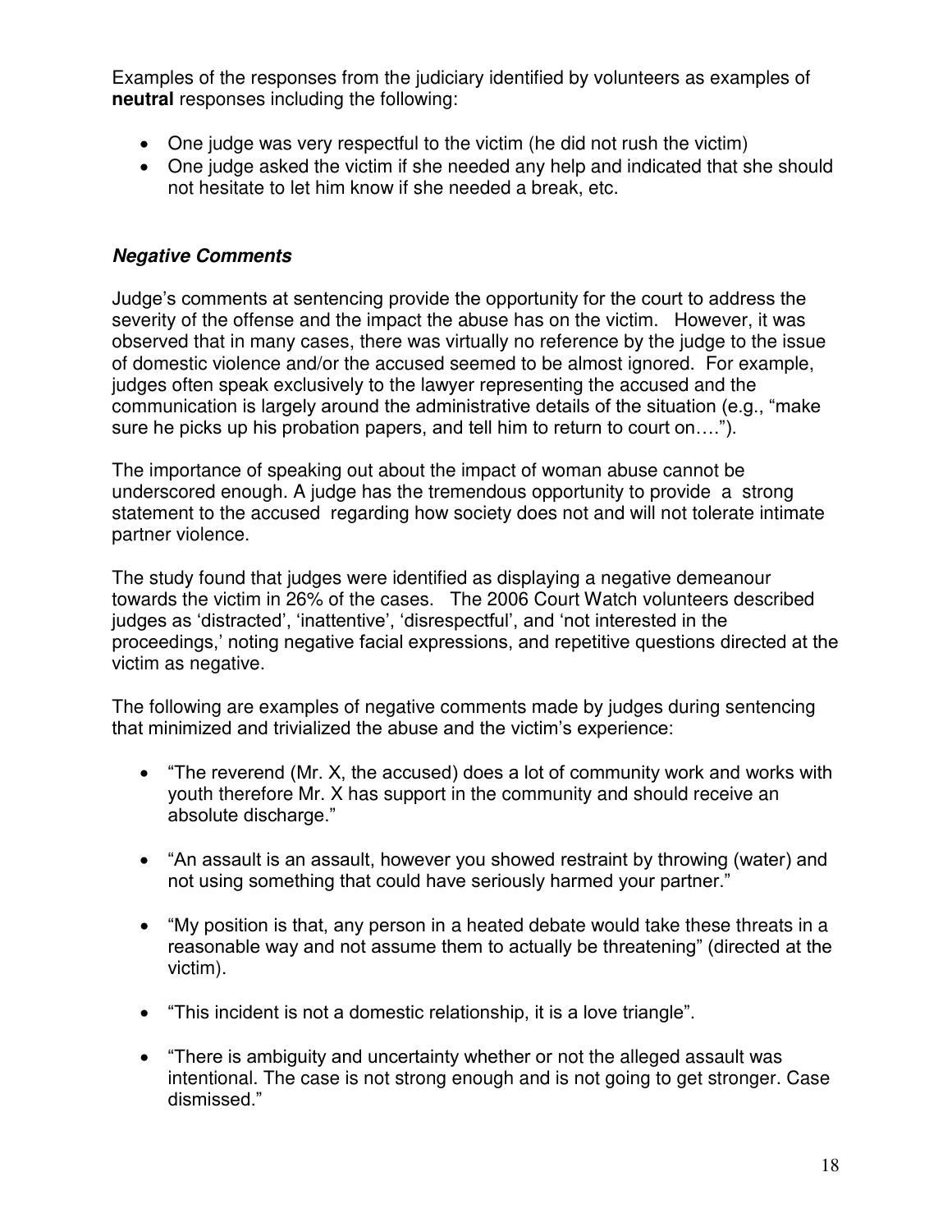Examples of the responses from the judiciary identified by volunteers as examples of **neutral** responses including the following:

- One judge was very respectful to the victim (he did not rush the victim)
- One judge asked the victim if she needed any help and indicated that she should not hesitate to let him know if she needed a break, etc.

### ***Negative Comments***

Judge's comments at sentencing provide the opportunity for the court to address the severity of the offense and the impact the abuse has on the victim. However, it was observed that in many cases, there was virtually no reference by the judge to the issue of domestic violence and/or the accused seemed to be almost ignored. For example, judges often speak exclusively to the lawyer representing the accused and the communication is largely around the administrative details of the situation (e.g., "make sure he picks up his probation papers, and tell him to return to court on….").

The importance of speaking out about the impact of woman abuse cannot be underscored enough. A judge has the tremendous opportunity to provide a strong statement to the accused regarding how society does not and will not tolerate intimate partner violence.

The study found that judges were identified as displaying a negative demeanour towards the victim in 26% of the cases. The 2006 Court Watch volunteers described judges as 'distracted', 'inattentive', 'disrespectful', and 'not interested in the proceedings,' noting negative facial expressions, and repetitive questions directed at the victim as negative.

The following are examples of negative comments made by judges during sentencing that minimized and trivialized the abuse and the victim's experience:

- "The reverend (Mr. X, the accused) does a lot of community work and works with youth therefore Mr. X has support in the community and should receive an absolute discharge."
- "An assault is an assault, however you showed restraint by throwing (water) and not using something that could have seriously harmed your partner."
- "My position is that, any person in a heated debate would take these threats in a reasonable way and not assume them to actually be threatening" (directed at the victim).
- "This incident is not a domestic relationship, it is a love triangle".
- "There is ambiguity and uncertainty whether or not the alleged assault was intentional. The case is not strong enough and is not going to get stronger. Case dismissed."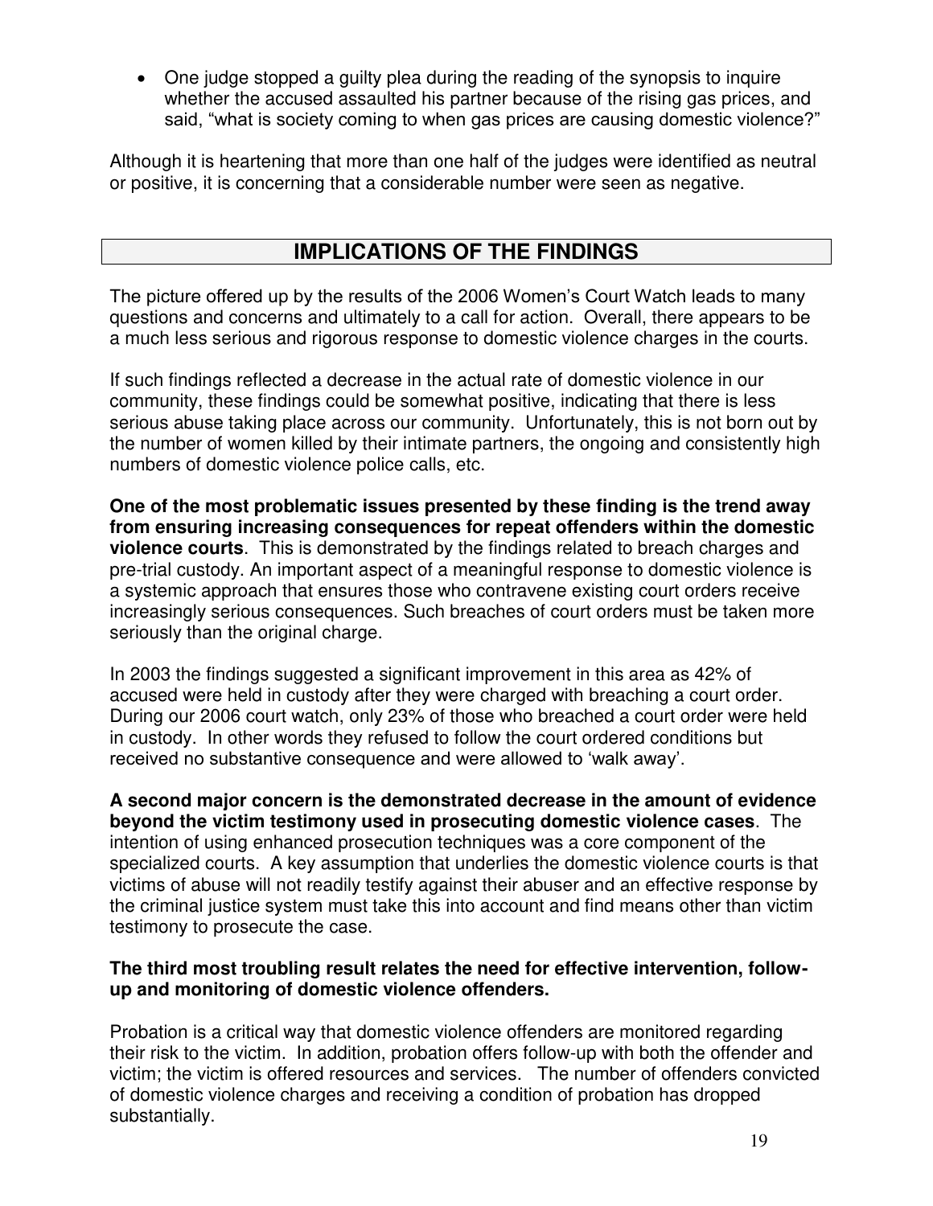- One judge stopped a guilty plea during the reading of the synopsis to inquire whether the accused assaulted his partner because of the rising gas prices, and said, “what is society coming to when gas prices are causing domestic violence?”

Although it is heartening that more than one half of the judges were identified as neutral or positive, it is concerning that a considerable number were seen as negative.

## IMPLICATIONS OF THE FINDINGS

The picture offered up by the results of the 2006 Women’s Court Watch leads to many questions and concerns and ultimately to a call for action. Overall, there appears to be a much less serious and rigorous response to domestic violence charges in the courts.

If such findings reflected a decrease in the actual rate of domestic violence in our community, these findings could be somewhat positive, indicating that there is less serious abuse taking place across our community. Unfortunately, this is not born out by the number of women killed by their intimate partners, the ongoing and consistently high numbers of domestic violence police calls, etc.

**One of the most problematic issues presented by these finding is the trend away from ensuring increasing consequences for repeat offenders within the domestic violence courts**. This is demonstrated by the findings related to breach charges and pre-trial custody. An important aspect of a meaningful response to domestic violence is a systemic approach that ensures those who contravene existing court orders receive increasingly serious consequences. Such breaches of court orders must be taken more seriously than the original charge.

In 2003 the findings suggested a significant improvement in this area as 42% of accused were held in custody after they were charged with breaching a court order. During our 2006 court watch, only 23% of those who breached a court order were held in custody. In other words they refused to follow the court ordered conditions but received no substantive consequence and were allowed to ‘walk away’.

**A second major concern is the demonstrated decrease in the amount of evidence beyond the victim testimony used in prosecuting domestic violence cases**. The intention of using enhanced prosecution techniques was a core component of the specialized courts. A key assumption that underlies the domestic violence courts is that victims of abuse will not readily testify against their abuser and an effective response by the criminal justice system must take this into account and find means other than victim testimony to prosecute the case.

**The third most troubling result relates the need for effective intervention, follow-up and monitoring of domestic violence offenders.**

Probation is a critical way that domestic violence offenders are monitored regarding their risk to the victim. In addition, probation offers follow-up with both the offender and victim; the victim is offered resources and services. The number of offenders convicted of domestic violence charges and receiving a condition of probation has dropped substantially.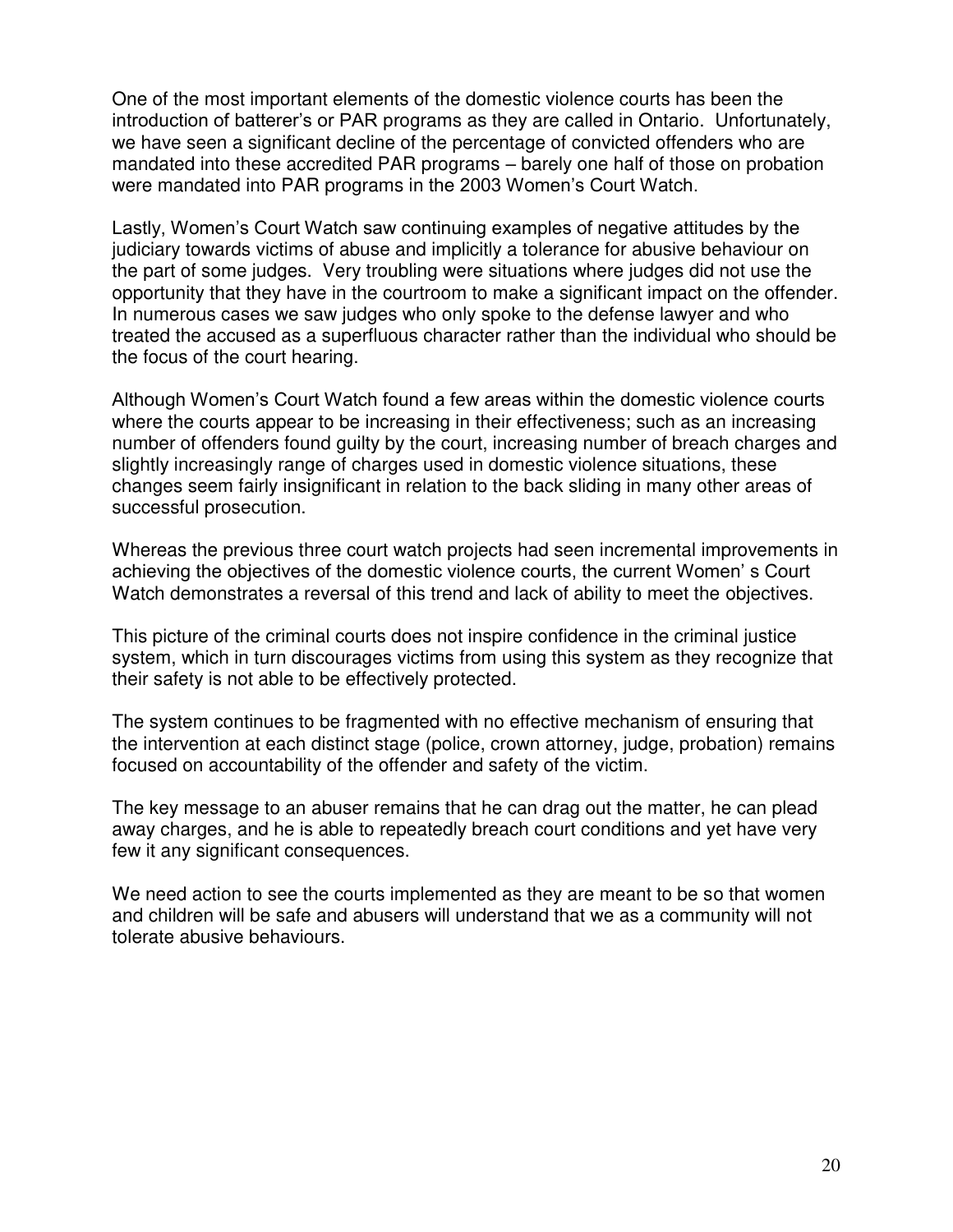One of the most important elements of the domestic violence courts has been the introduction of batterer's or PAR programs as they are called in Ontario. Unfortunately, we have seen a significant decline of the percentage of convicted offenders who are mandated into these accredited PAR programs – barely one half of those on probation were mandated into PAR programs in the 2003 Women's Court Watch.

Lastly, Women's Court Watch saw continuing examples of negative attitudes by the judiciary towards victims of abuse and implicitly a tolerance for abusive behaviour on the part of some judges. Very troubling were situations where judges did not use the opportunity that they have in the courtroom to make a significant impact on the offender. In numerous cases we saw judges who only spoke to the defense lawyer and who treated the accused as a superfluous character rather than the individual who should be the focus of the court hearing.

Although Women's Court Watch found a few areas within the domestic violence courts where the courts appear to be increasing in their effectiveness; such as an increasing number of offenders found guilty by the court, increasing number of breach charges and slightly increasingly range of charges used in domestic violence situations, these changes seem fairly insignificant in relation to the back sliding in many other areas of successful prosecution.

Whereas the previous three court watch projects had seen incremental improvements in achieving the objectives of the domestic violence courts, the current Women' s Court Watch demonstrates a reversal of this trend and lack of ability to meet the objectives.

This picture of the criminal courts does not inspire confidence in the criminal justice system, which in turn discourages victims from using this system as they recognize that their safety is not able to be effectively protected.

The system continues to be fragmented with no effective mechanism of ensuring that the intervention at each distinct stage (police, crown attorney, judge, probation) remains focused on accountability of the offender and safety of the victim.

The key message to an abuser remains that he can drag out the matter, he can plead away charges, and he is able to repeatedly breach court conditions and yet have very few it any significant consequences.

We need action to see the courts implemented as they are meant to be so that women and children will be safe and abusers will understand that we as a community will not tolerate abusive behaviours.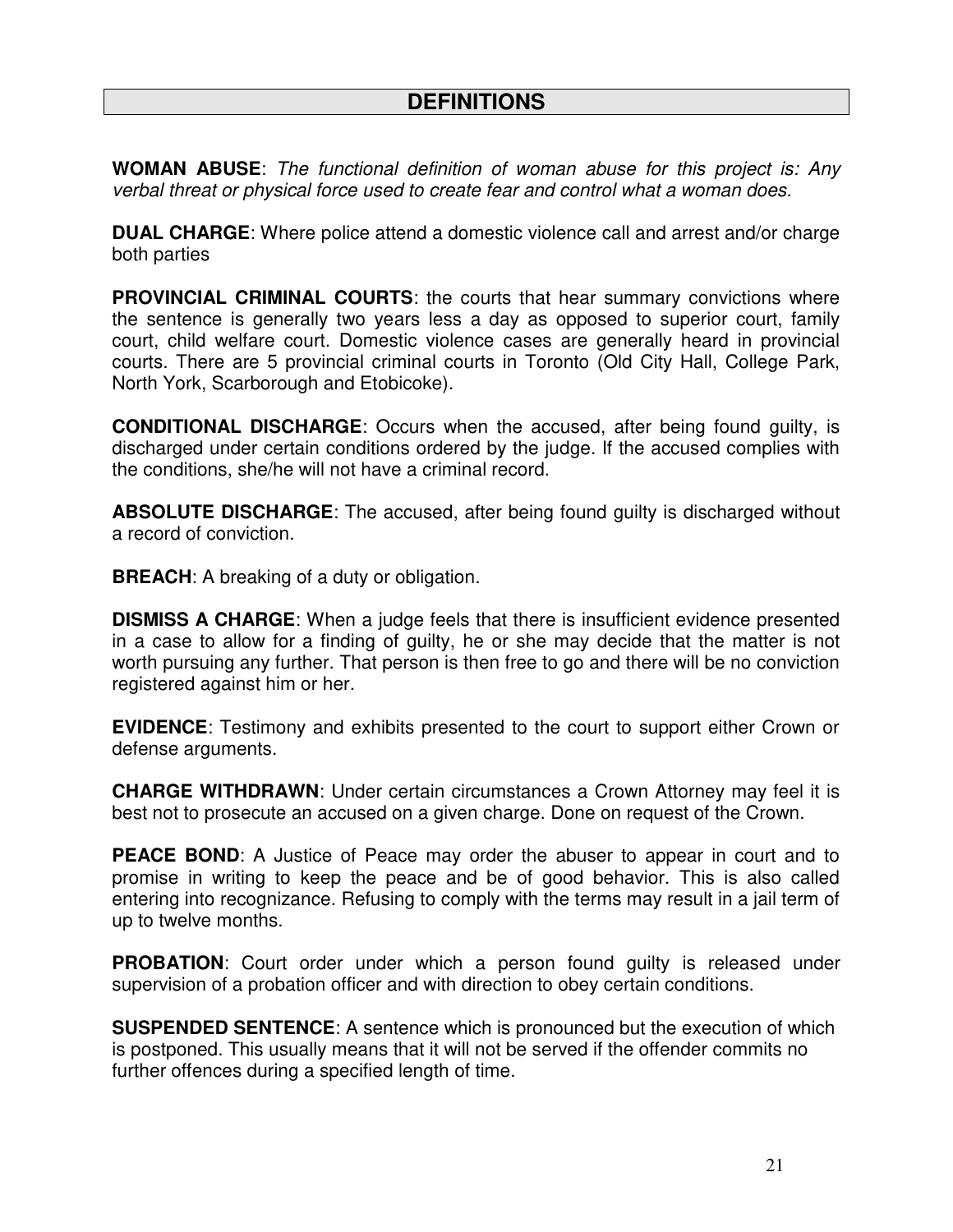# DEFINITIONS

**WOMAN ABUSE**: *The functional definition of woman abuse for this project is: Any verbal threat or physical force used to create fear and control what a woman does.*

**DUAL CHARGE**: Where police attend a domestic violence call and arrest and/or charge both parties

**PROVINCIAL CRIMINAL COURTS**: the courts that hear summary convictions where the sentence is generally two years less a day as opposed to superior court, family court, child welfare court. Domestic violence cases are generally heard in provincial courts. There are 5 provincial criminal courts in Toronto (Old City Hall, College Park, North York, Scarborough and Etobicoke).

**CONDITIONAL DISCHARGE**: Occurs when the accused, after being found guilty, is discharged under certain conditions ordered by the judge. If the accused complies with the conditions, she/he will not have a criminal record.

**ABSOLUTE DISCHARGE**: The accused, after being found guilty is discharged without a record of conviction.

**BREACH**: A breaking of a duty or obligation.

**DISMISS A CHARGE**: When a judge feels that there is insufficient evidence presented in a case to allow for a finding of guilty, he or she may decide that the matter is not worth pursuing any further. That person is then free to go and there will be no conviction registered against him or her.

**EVIDENCE**: Testimony and exhibits presented to the court to support either Crown or defense arguments.

**CHARGE WITHDRAWN**: Under certain circumstances a Crown Attorney may feel it is best not to prosecute an accused on a given charge. Done on request of the Crown.

**PEACE BOND**: A Justice of Peace may order the abuser to appear in court and to promise in writing to keep the peace and be of good behavior. This is also called entering into recognizance. Refusing to comply with the terms may result in a jail term of up to twelve months.

**PROBATION**: Court order under which a person found guilty is released under supervision of a probation officer and with direction to obey certain conditions.

**SUSPENDED SENTENCE**: A sentence which is pronounced but the execution of which is postponed. This usually means that it will not be served if the offender commits no further offences during a specified length of time.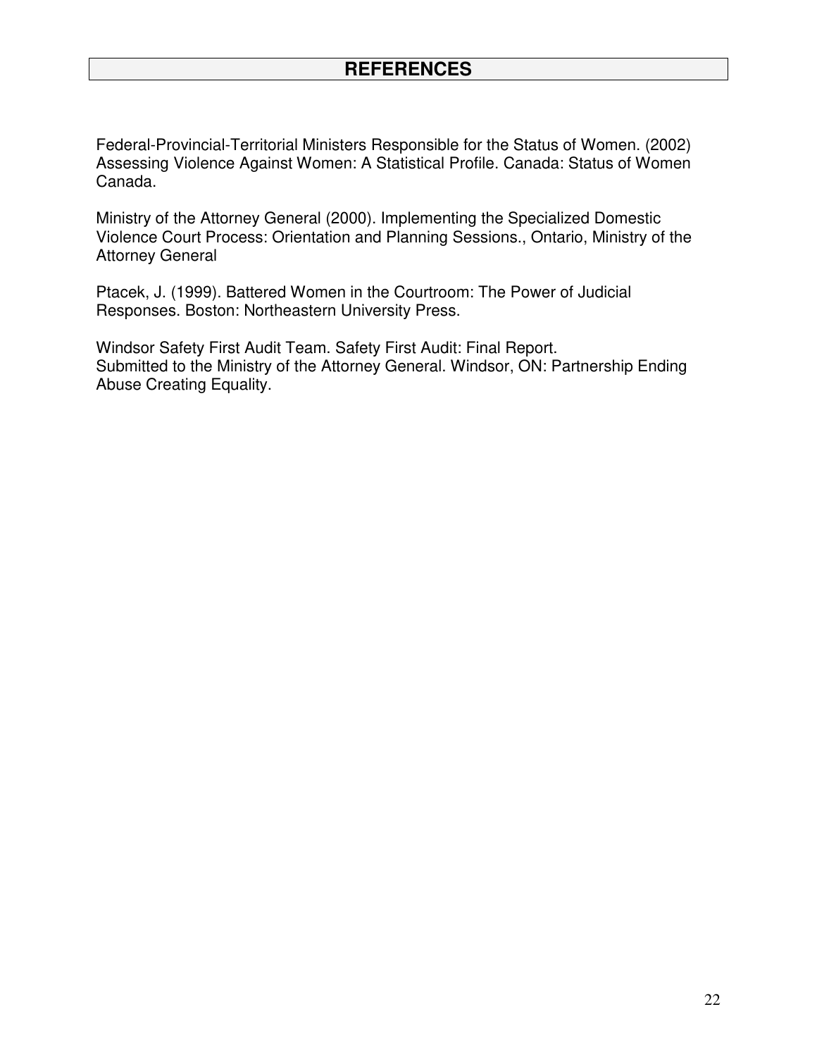# REFERENCES

Federal-Provincial-Territorial Ministers Responsible for the Status of Women. (2002) Assessing Violence Against Women: A Statistical Profile. Canada: Status of Women Canada.

Ministry of the Attorney General (2000). Implementing the Specialized Domestic Violence Court Process: Orientation and Planning Sessions., Ontario, Ministry of the Attorney General

Ptacek, J. (1999). Battered Women in the Courtroom: The Power of Judicial Responses. Boston: Northeastern University Press.

Windsor Safety First Audit Team. Safety First Audit: Final Report.
Submitted to the Ministry of the Attorney General. Windsor, ON: Partnership Ending Abuse Creating Equality.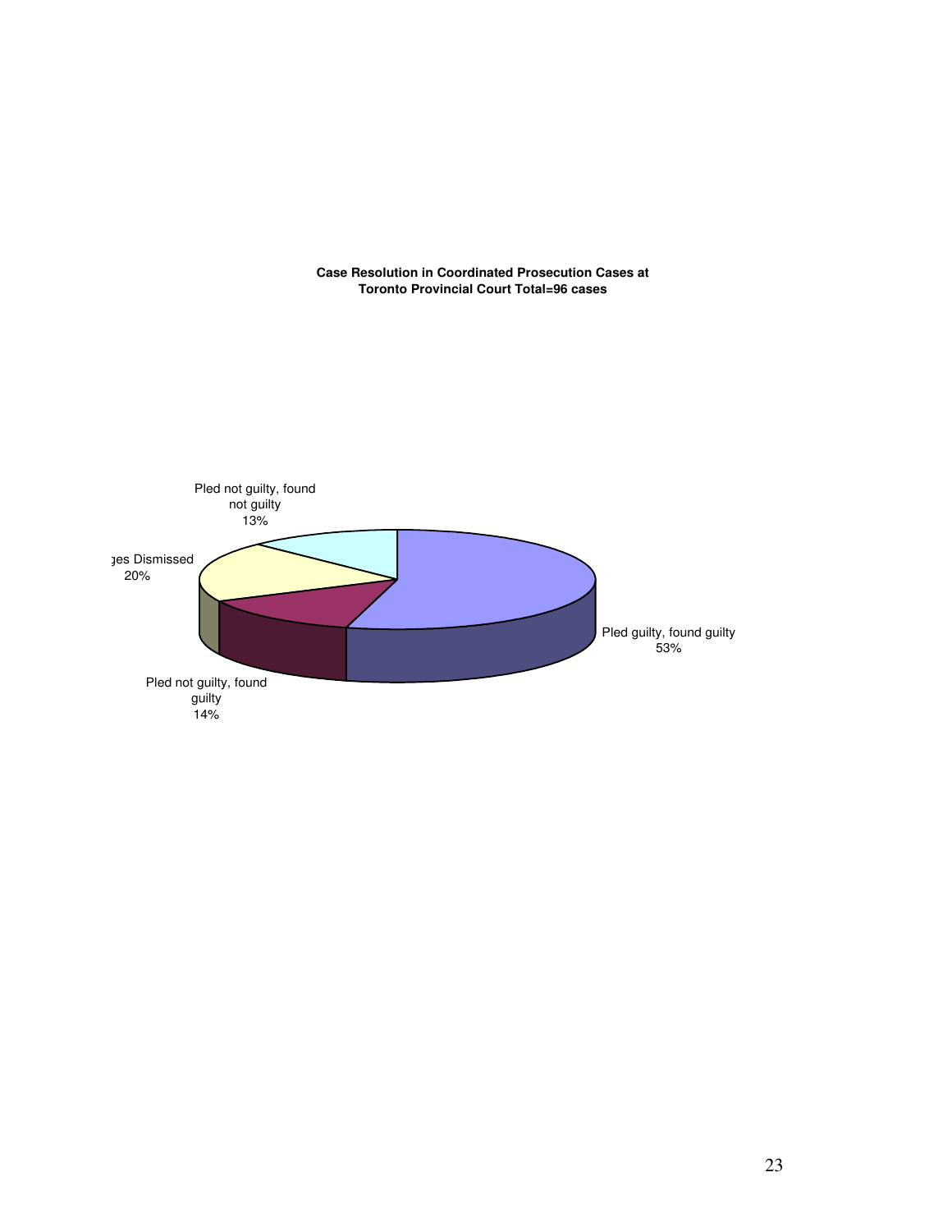**Case Resolution in Coordinated Prosecution Cases at Toronto Provincial Court Total=96 cases**

Pled not guilty, found not guilty
13%

ges Dismissed
20%

Pled guilty, found guilty
53%

Pled not guilty, found guilty
14%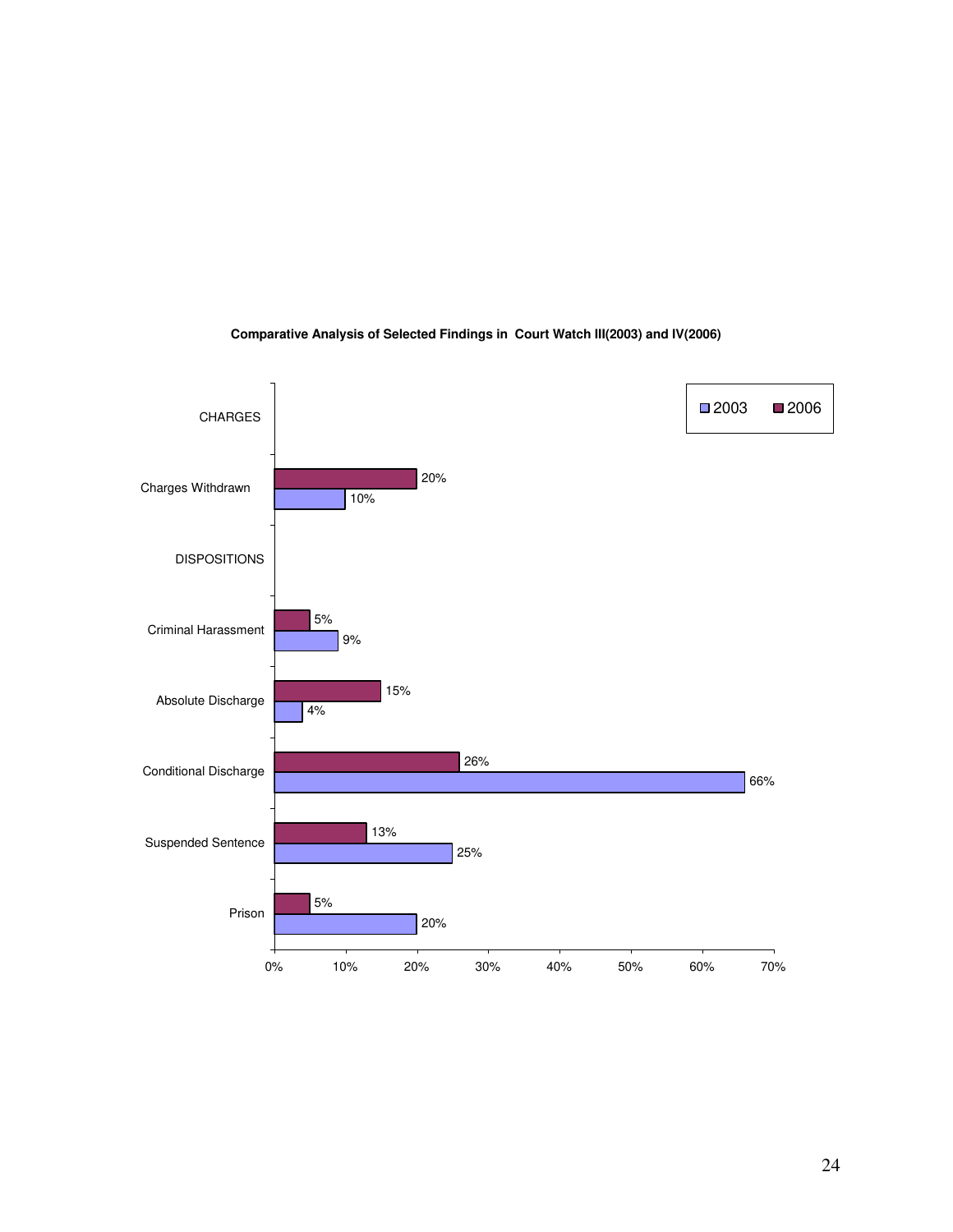**Comparative Analysis of Selected Findings in Court Watch III(2003) and IV(2006)**

| | 2003 | 2006 |
|---|---|---|
| **CHARGES** | | |
| Charges Withdrawn | 10% | 20% |
| **DISPOSITIONS** | | |
| Criminal Harassment | 9% | 5% |
| Absolute Discharge | 4% | 15% |
| Conditional Discharge | 66% | 26% |
| Suspended Sentence | 25% | 13% |
| Prison | 20% | 5% |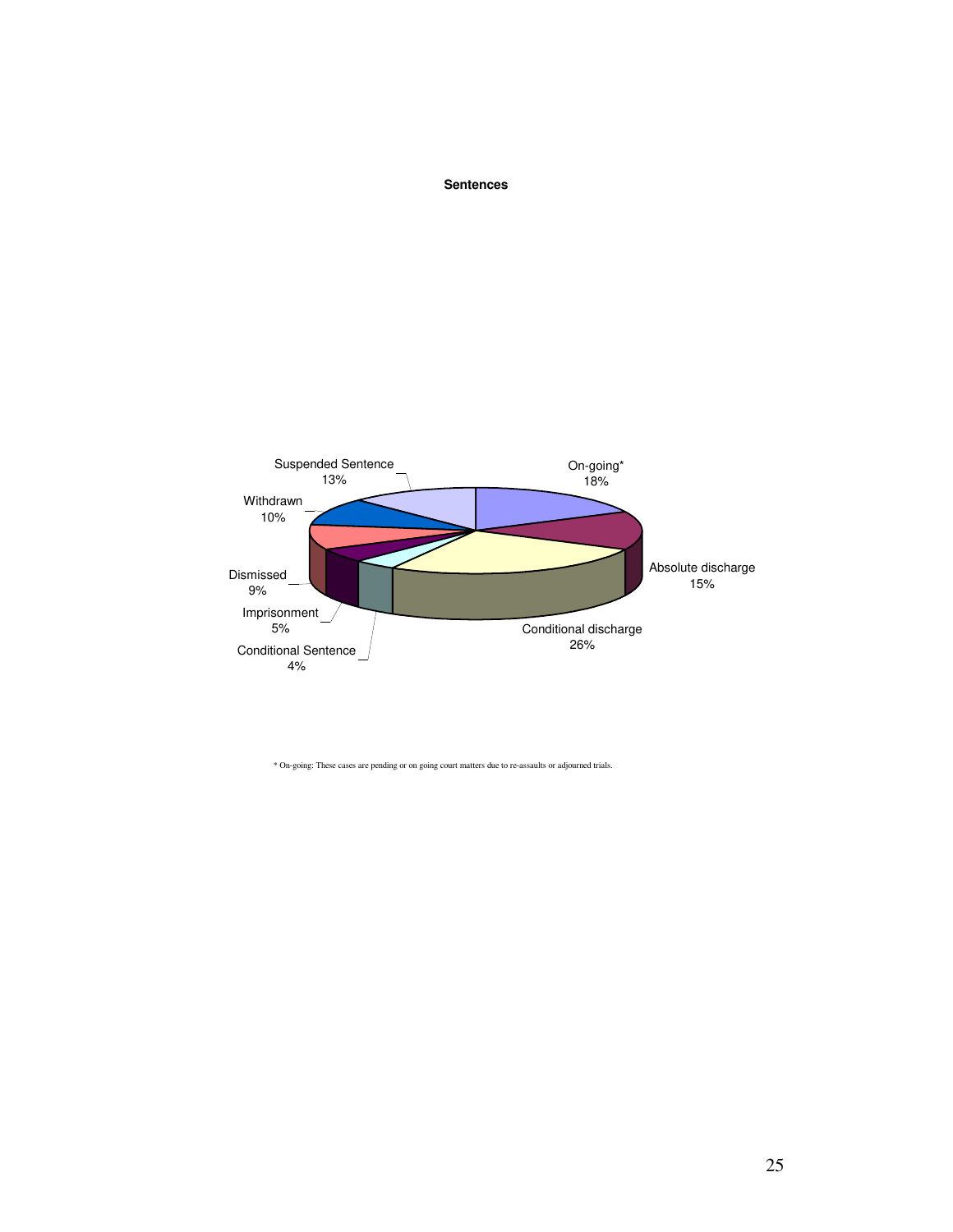**Sentences**

| Sentence | Percentage |
|---|---|
| On-going* | 18% |
| Absolute discharge | 15% |
| Conditional discharge | 26% |
| Conditional Sentence | 4% |
| Imprisonment | 5% |
| Dismissed | 9% |
| Withdrawn | 10% |
| Suspended Sentence | 13% |

\* On-going: These cases are pending or on going court matters due to re-assaults or adjourned trials.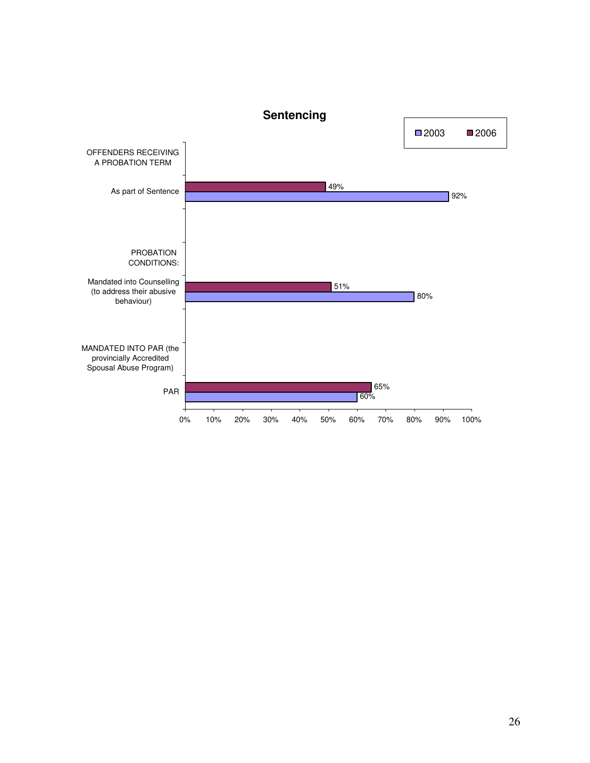## Sentencing

| | 2003 | 2006 |
|---|---|---|
| **OFFENDERS RECEIVING A PROBATION TERM** | | |
| As part of Sentence | 92% | 49% |
| **PROBATION CONDITIONS:** | | |
| Mandated into Counselling (to address their abusive behaviour) | 80% | 51% |
| **MANDATED INTO PAR (the provincially Accredited Spousal Abuse Program)** | | |
| PAR | 60% | 65% |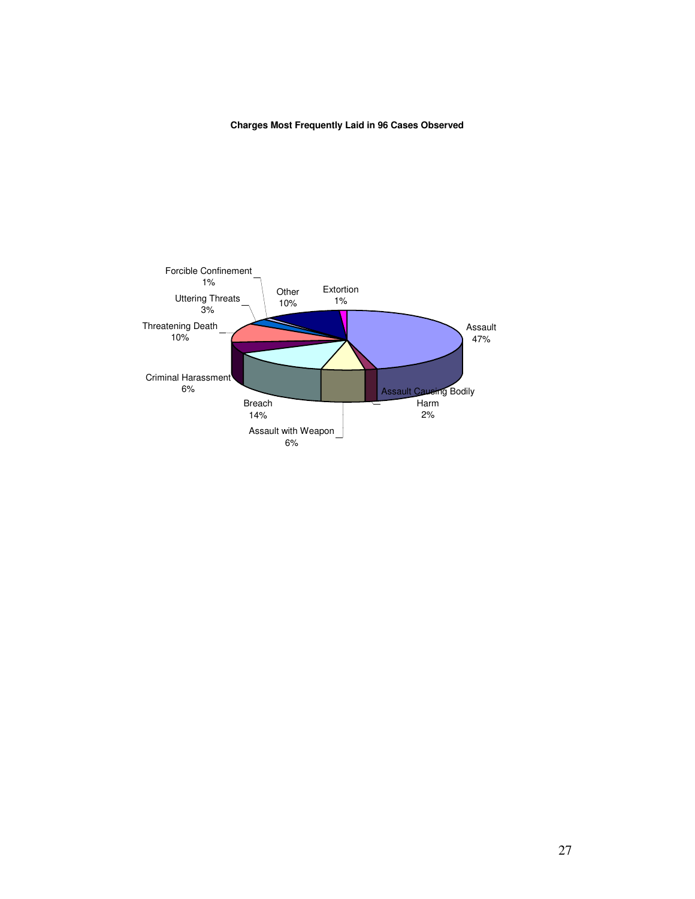**Charges Most Frequently Laid in 96 Cases Observed**

| Charge | Percentage |
| --- | --- |
| Assault | 47% |
| Assault Causing Bodily Harm | 2% |
| Assault with Weapon | 6% |
| Breach | 14% |
| Criminal Harassment | 6% |
| Threatening Death | 10% |
| Uttering Threats | 3% |
| Forcible Confinement | 1% |
| Other | 10% |
| Extortion | 1% |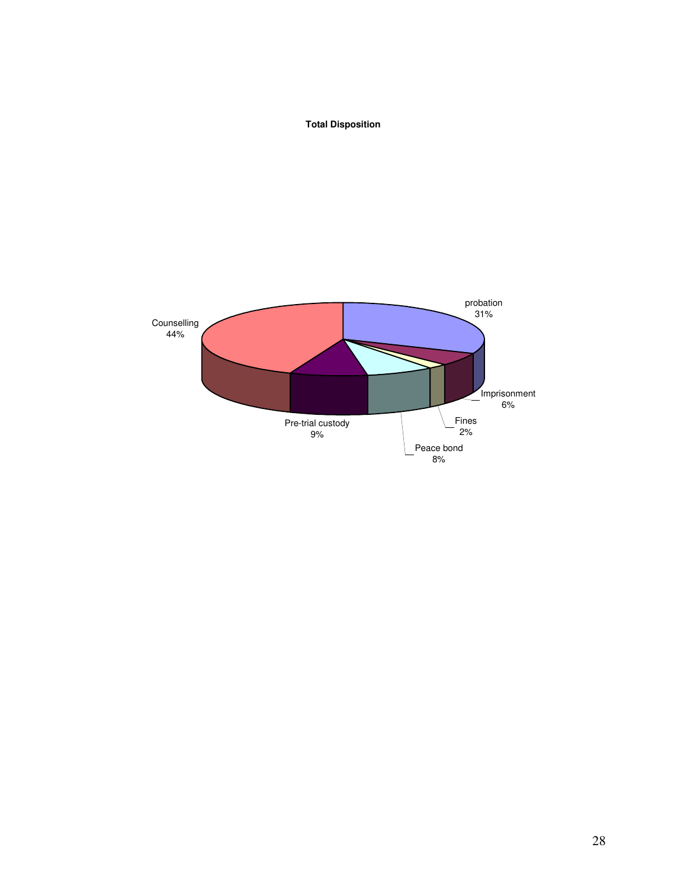**Total Disposition**

| Disposition | Percentage |
| --- | --- |
| Counselling | 44% |
| probation | 31% |
| Imprisonment | 6% |
| Fines | 2% |
| Peace bond | 8% |
| Pre-trial custody | 9% |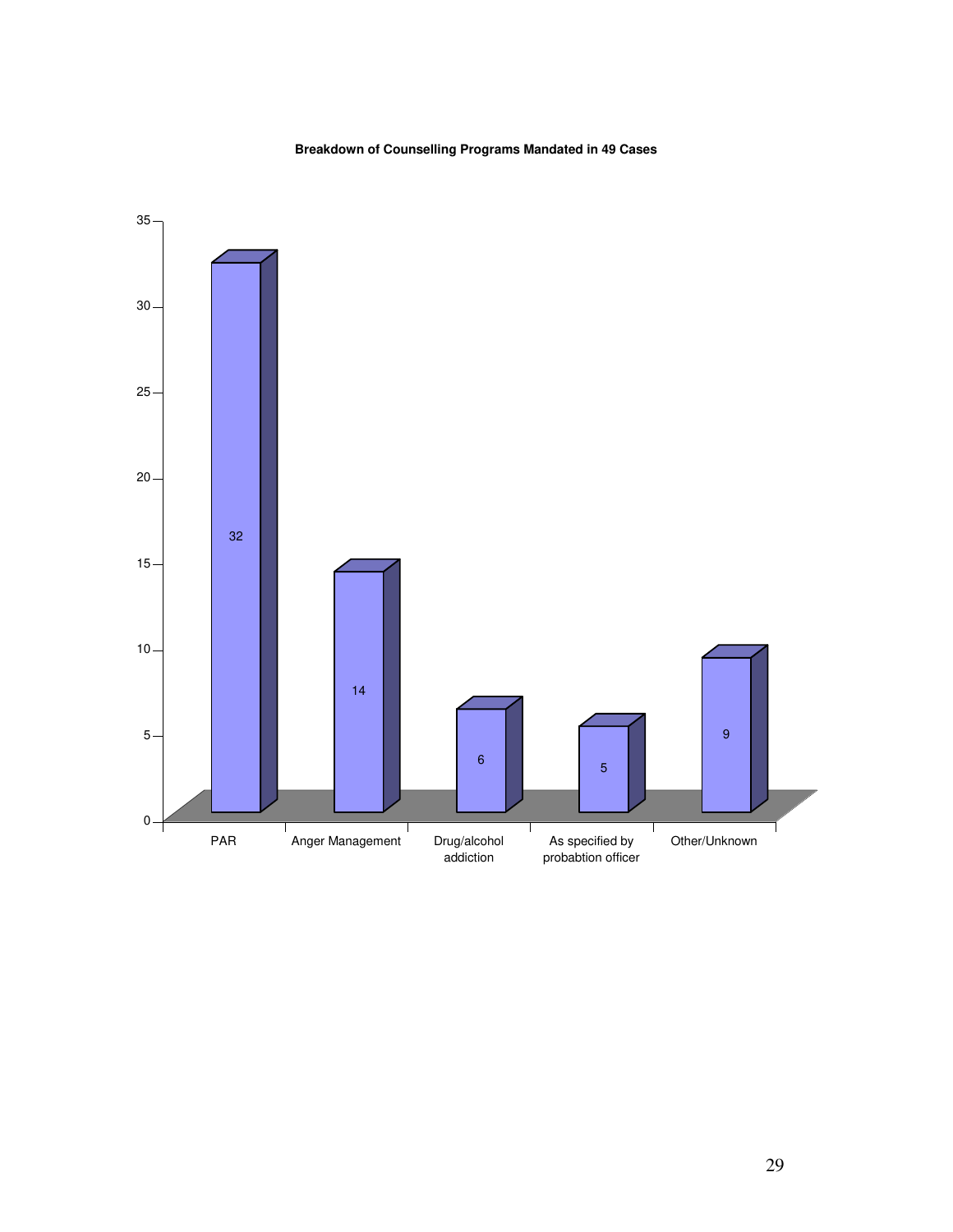**Breakdown of Counselling Programs Mandated in 49 Cases**

| Program | Cases |
|---|---|
| PAR | 32 |
| Anger Management | 14 |
| Drug/alcohol addiction | 6 |
| As specified by probabtion officer | 5 |
| Other/Unknown | 9 |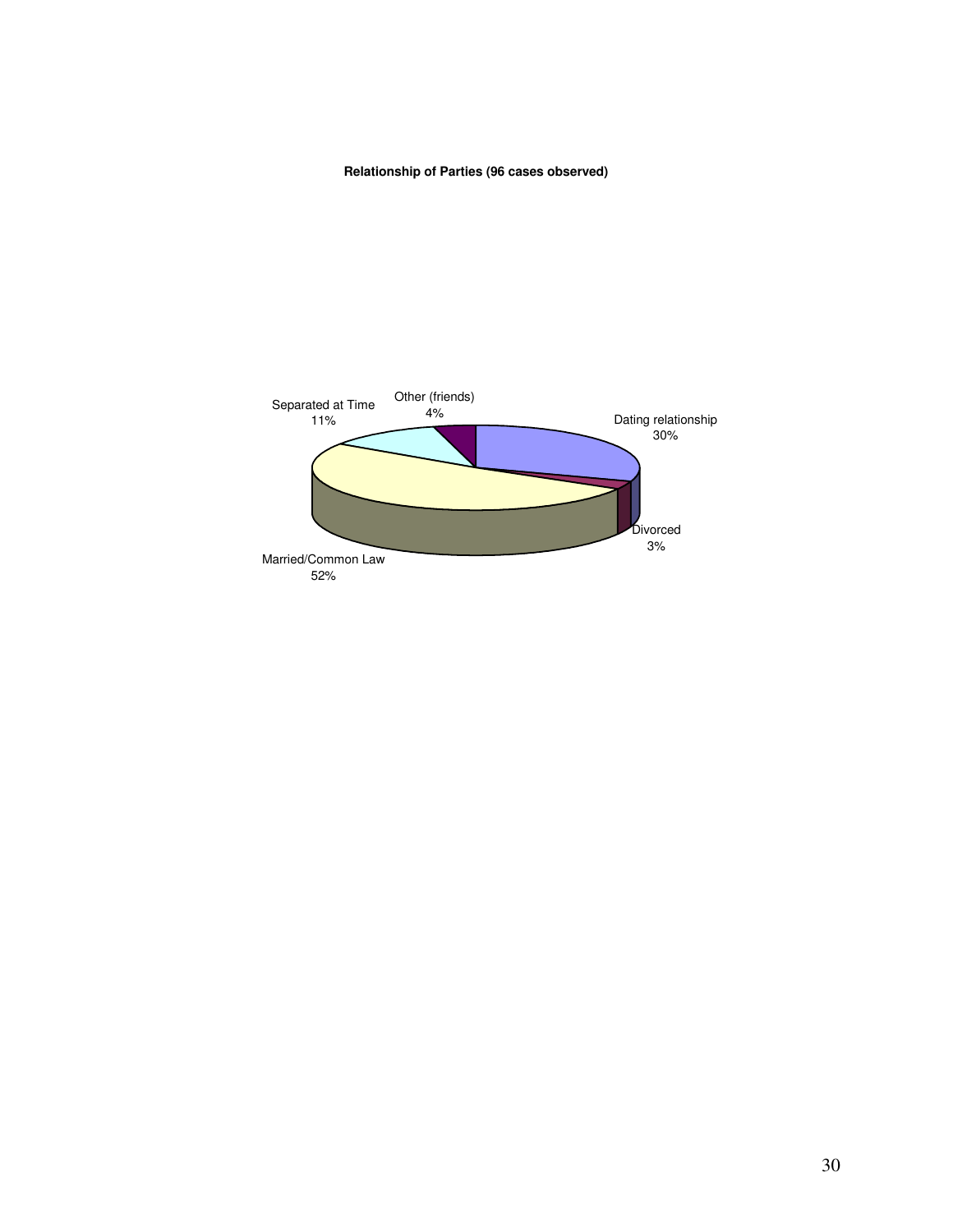**Relationship of Parties (96 cases observed)**

Other (friends)
4%

Separated at Time
11%

Dating relationship
30%

Divorced
3%

Married/Common Law
52%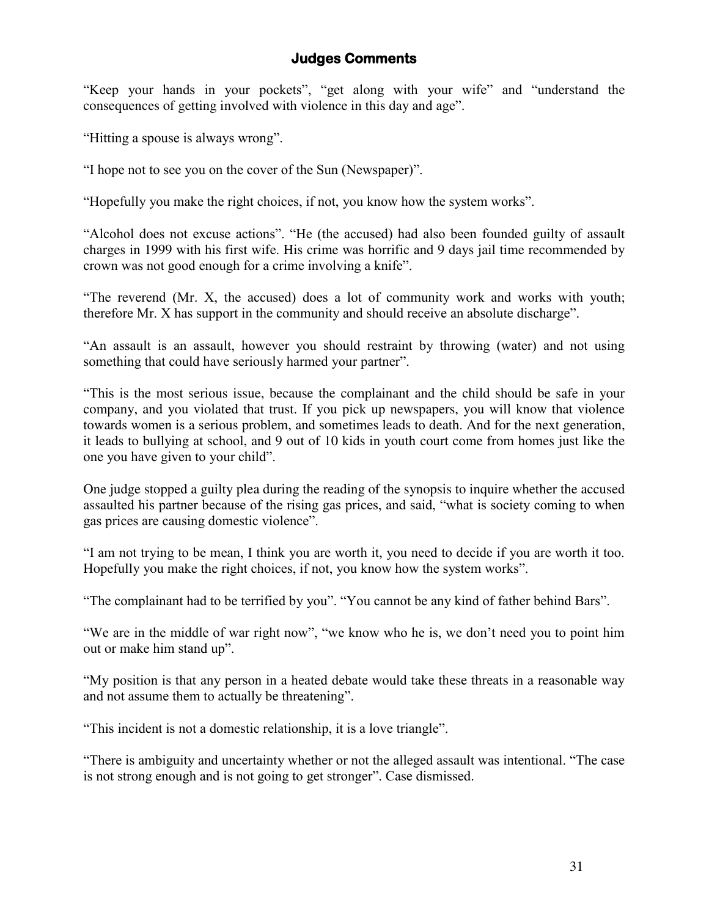## Judges Comments

“Keep your hands in your pockets”, “get along with your wife” and “understand the consequences of getting involved with violence in this day and age”.

“Hitting a spouse is always wrong”.

“I hope not to see you on the cover of the Sun (Newspaper)”.

“Hopefully you make the right choices, if not, you know how the system works”.

“Alcohol does not excuse actions”. “He (the accused) had also been founded guilty of assault charges in 1999 with his first wife. His crime was horrific and 9 days jail time recommended by crown was not good enough for a crime involving a knife”.

“The reverend (Mr. X, the accused) does a lot of community work and works with youth; therefore Mr. X has support in the community and should receive an absolute discharge”.

“An assault is an assault, however you should restraint by throwing (water) and not using something that could have seriously harmed your partner”.

“This is the most serious issue, because the complainant and the child should be safe in your company, and you violated that trust. If you pick up newspapers, you will know that violence towards women is a serious problem, and sometimes leads to death. And for the next generation, it leads to bullying at school, and 9 out of 10 kids in youth court come from homes just like the one you have given to your child”.

One judge stopped a guilty plea during the reading of the synopsis to inquire whether the accused assaulted his partner because of the rising gas prices, and said, “what is society coming to when gas prices are causing domestic violence”.

“I am not trying to be mean, I think you are worth it, you need to decide if you are worth it too. Hopefully you make the right choices, if not, you know how the system works”.

“The complainant had to be terrified by you”. “You cannot be any kind of father behind Bars”.

“We are in the middle of war right now”, “we know who he is, we don’t need you to point him out or make him stand up”.

“My position is that any person in a heated debate would take these threats in a reasonable way and not assume them to actually be threatening”.

“This incident is not a domestic relationship, it is a love triangle”.

“There is ambiguity and uncertainty whether or not the alleged assault was intentional. “The case is not strong enough and is not going to get stronger”. Case dismissed.